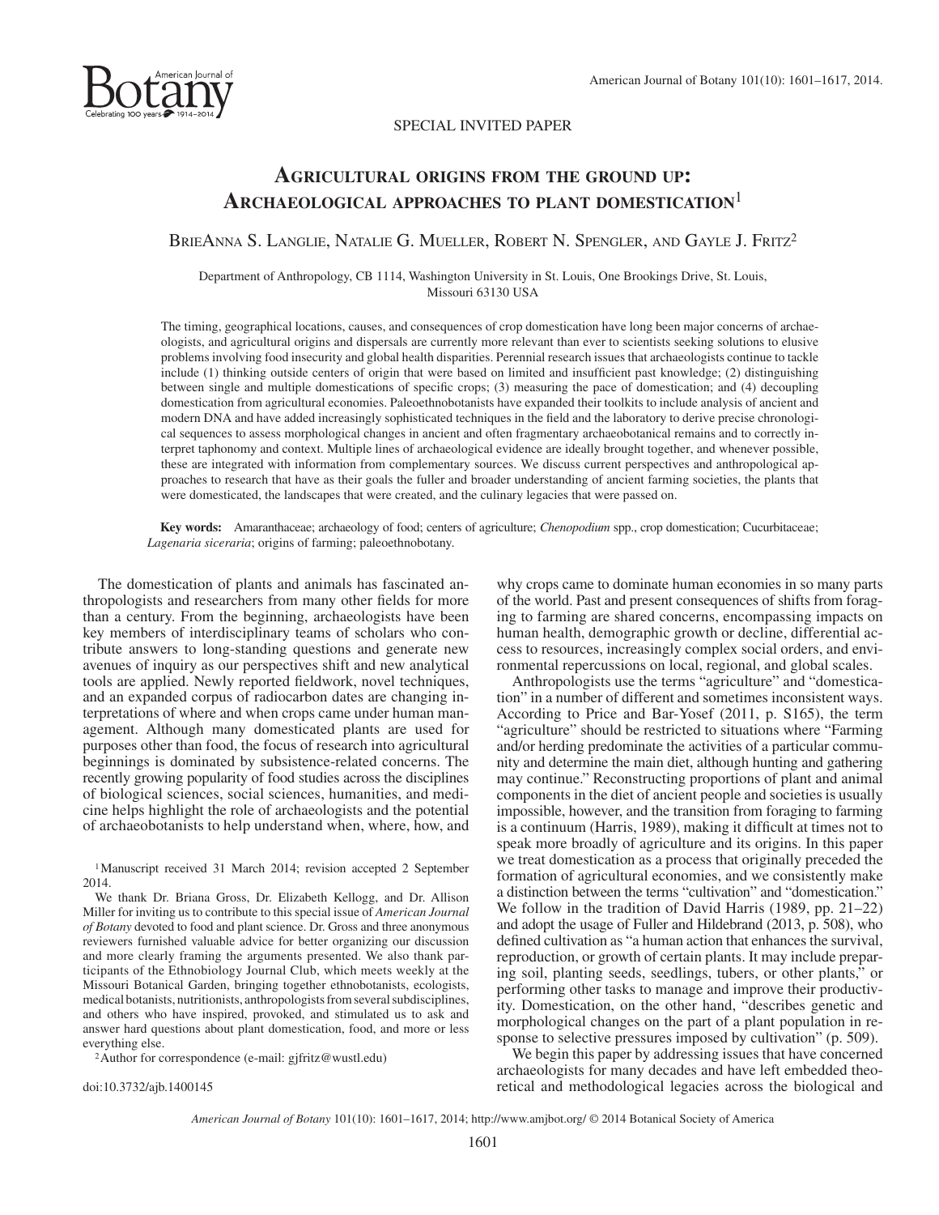SPECIAL INVITED PAPER

# Agricultural origins from the ground up: Archaeological approaches to plant domestication[1]

BrieAnna S. Langlie, Natalie G. Mueller, Robert N. Spengler, and Gayle J. Fritz[2]

Department of Anthropology, CB 1114, Washington University in St. Louis, One Brookings Drive, St. Louis, Missouri 63130 USA

The timing, geographical locations, causes, and consequences of crop domestication have long been major concerns of archaeologists, and agricultural origins and dispersals are currently more relevant than ever to scientists seeking solutions to elusive problems involving food insecurity and global health disparities. Perennial research issues that archaeologists continue to tackle include (1) thinking outside centers of origin that were based on limited and insufficient past knowledge; (2) distinguishing between single and multiple domestications of specific crops; (3) measuring the pace of domestication; and (4) decoupling domestication from agricultural economies. Paleoethnobotanists have expanded their toolkits to include analysis of ancient and modern DNA and have added increasingly sophisticated techniques in the field and the laboratory to derive precise chronological sequences to assess morphological changes in ancient and often fragmentary archaeobotanical remains and to correctly interpret taphonomy and context. Multiple lines of archaeological evidence are ideally brought together, and whenever possible, these are integrated with information from complementary sources. We discuss current perspectives and anthropological approaches to research that have as their goals the fuller and broader understanding of ancient farming societies, the plants that were domesticated, the landscapes that were created, and the culinary legacies that were passed on.

**Key words:** Amaranthaceae; archaeology of food; centers of agriculture; *Chenopodium* spp., crop domestication; Cucurbitaceae; *Lagenaria siceraria*; origins of farming; paleoethnobotany.

The domestication of plants and animals has fascinated anthropologists and researchers from many other fields for more than a century. From the beginning, archaeologists have been key members of interdisciplinary teams of scholars who contribute answers to long-standing questions and generate new avenues of inquiry as our perspectives shift and new analytical tools are applied. Newly reported fieldwork, novel techniques, and an expanded corpus of radiocarbon dates are changing interpretations of where and when crops came under human management. Although many domesticated plants are used for purposes other than food, the focus of research into agricultural beginnings is dominated by subsistence-related concerns. The recently growing popularity of food studies across the disciplines of biological sciences, social sciences, humanities, and medicine helps highlight the role of archaeologists and the potential of archaeobotanists to help understand when, where, how, and why crops came to dominate human economies in so many parts of the world. Past and present consequences of shifts from foraging to farming are shared concerns, encompassing impacts on human health, demographic growth or decline, differential access to resources, increasingly complex social orders, and environmental repercussions on local, regional, and global scales.

Anthropologists use the terms "agriculture" and "domestication" in a number of different and sometimes inconsistent ways. According to Price and Bar-Yosef (2011, p. S165), the term "agriculture" should be restricted to situations where "Farming and/or herding predominate the activities of a particular community and determine the main diet, although hunting and gathering may continue." Reconstructing proportions of plant and animal components in the diet of ancient people and societies is usually impossible, however, and the transition from foraging to farming is a continuum (Harris, 1989), making it difficult at times not to speak more broadly of agriculture and its origins. In this paper we treat domestication as a process that originally preceded the formation of agricultural economies, and we consistently make a distinction between the terms "cultivation" and "domestication." We follow in the tradition of David Harris (1989, pp. 21–22) and adopt the usage of Fuller and Hildebrand (2013, p. 508), who defined cultivation as "a human action that enhances the survival, reproduction, or growth of certain plants. It may include preparing soil, planting seeds, seedlings, tubers, or other plants," or performing other tasks to manage and improve their productivity. Domestication, on the other hand, "describes genetic and morphological changes on the part of a plant population in response to selective pressures imposed by cultivation" (p. 509).

We begin this paper by addressing issues that have concerned archaeologists for many decades and have left embedded theoretical and methodological legacies across the biological and

[1] Manuscript received 31 March 2014; revision accepted 2 September 2014.

We thank Dr. Briana Gross, Dr. Elizabeth Kellogg, and Dr. Allison Miller for inviting us to contribute to this special issue of *American Journal of Botany* devoted to food and plant science. Dr. Gross and three anonymous reviewers furnished valuable advice for better organizing our discussion and more clearly framing the arguments presented. We also thank participants of the Ethnobiology Journal Club, which meets weekly at the Missouri Botanical Garden, bringing together ethnobotanists, ecologists, medical botanists, nutritionists, anthropologists from several subdisciplines, and others who have inspired, provoked, and stimulated us to ask and answer hard questions about plant domestication, food, and more or less everything else.

[2] Author for correspondence (e-mail: gjfritz@wustl.edu)

doi:10.3732/ajb.1400145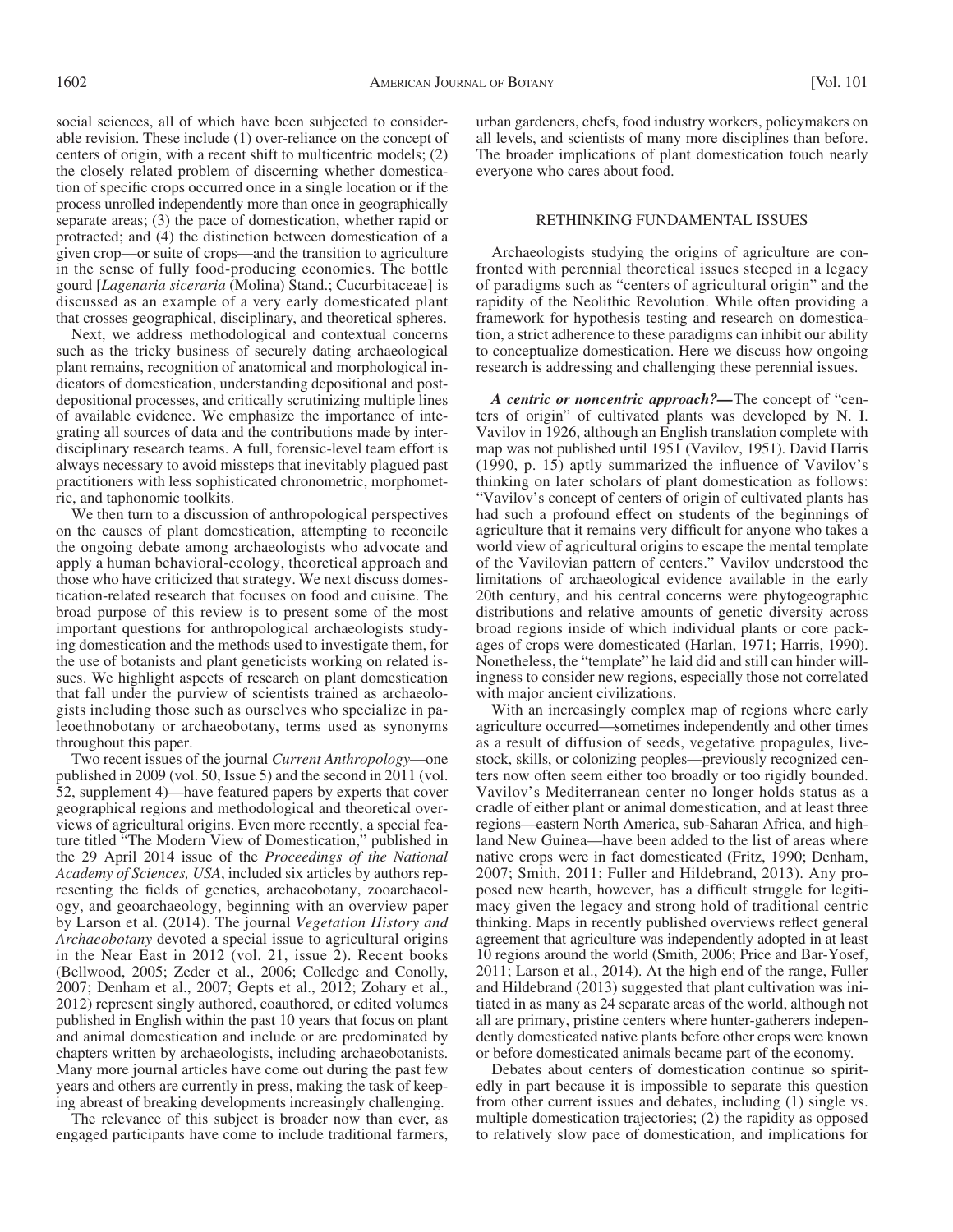social sciences, all of which have been subjected to considerable revision. These include (1) over-reliance on the concept of centers of origin, with a recent shift to multicentric models; (2) the closely related problem of discerning whether domestication of specific crops occurred once in a single location or if the process unrolled independently more than once in geographically separate areas; (3) the pace of domestication, whether rapid or protracted; and (4) the distinction between domestication of a given crop—or suite of crops—and the transition to agriculture in the sense of fully food-producing economies. The bottle gourd [*Lagenaria siceraria* (Molina) Stand.; Cucurbitaceae] is discussed as an example of a very early domesticated plant that crosses geographical, disciplinary, and theoretical spheres.

Next, we address methodological and contextual concerns such as the tricky business of securely dating archaeological plant remains, recognition of anatomical and morphological indicators of domestication, understanding depositional and post-depositional processes, and critically scrutinizing multiple lines of available evidence. We emphasize the importance of integrating all sources of data and the contributions made by interdisciplinary research teams. A full, forensic-level team effort is always necessary to avoid missteps that inevitably plagued past practitioners with less sophisticated chronometric, morphometric, and taphonomic toolkits.

We then turn to a discussion of anthropological perspectives on the causes of plant domestication, attempting to reconcile the ongoing debate among archaeologists who advocate and apply a human behavioral-ecology, theoretical approach and those who have criticized that strategy. We next discuss domestication-related research that focuses on food and cuisine. The broad purpose of this review is to present some of the most important questions for anthropological archaeologists studying domestication and the methods used to investigate them, for the use of botanists and plant geneticists working on related issues. We highlight aspects of research on plant domestication that fall under the purview of scientists trained as archaeologists including those such as ourselves who specialize in paleoethnobotany or archaeobotany, terms used as synonyms throughout this paper.

Two recent issues of the journal *Current Anthropology*—one published in 2009 (vol. 50, Issue 5) and the second in 2011 (vol. 52, supplement 4)—have featured papers by experts that cover geographical regions and methodological and theoretical overviews of agricultural origins. Even more recently, a special feature titled "The Modern View of Domestication," published in the 29 April 2014 issue of the *Proceedings of the National Academy of Sciences, USA*, included six articles by authors representing the fields of genetics, archaeobotany, zooarchaeology, and geoarchaeology, beginning with an overview paper by Larson et al. (2014). The journal *Vegetation History and Archaeobotany* devoted a special issue to agricultural origins in the Near East in 2012 (vol. 21, issue 2). Recent books (Bellwood, 2005; Zeder et al., 2006; Colledge and Conolly, 2007; Denham et al., 2007; Gepts et al., 2012; Zohary et al., 2012) represent singly authored, coauthored, or edited volumes published in English within the past 10 years that focus on plant and animal domestication and include or are predominated by chapters written by archaeologists, including archaeobotanists. Many more journal articles have come out during the past few years and others are currently in press, making the task of keeping abreast of breaking developments increasingly challenging.

The relevance of this subject is broader now than ever, as engaged participants have come to include traditional farmers, urban gardeners, chefs, food industry workers, policymakers on all levels, and scientists of many more disciplines than before. The broader implications of plant domestication touch nearly everyone who cares about food.

## RETHINKING FUNDAMENTAL ISSUES

Archaeologists studying the origins of agriculture are confronted with perennial theoretical issues steeped in a legacy of paradigms such as "centers of agricultural origin" and the rapidity of the Neolithic Revolution. While often providing a framework for hypothesis testing and research on domestication, a strict adherence to these paradigms can inhibit our ability to conceptualize domestication. Here we discuss how ongoing research is addressing and challenging these perennial issues.

***A centric or noncentric approach?***—The concept of "centers of origin" of cultivated plants was developed by N. I. Vavilov in 1926, although an English translation complete with map was not published until 1951 (Vavilov, 1951). David Harris (1990, p. 15) aptly summarized the influence of Vavilov's thinking on later scholars of plant domestication as follows: "Vavilov's concept of centers of origin of cultivated plants has had such a profound effect on students of the beginnings of agriculture that it remains very difficult for anyone who takes a world view of agricultural origins to escape the mental template of the Vavilovian pattern of centers." Vavilov understood the limitations of archaeological evidence available in the early 20th century, and his central concerns were phytogeographic distributions and relative amounts of genetic diversity across broad regions inside of which individual plants or core packages of crops were domesticated (Harlan, 1971; Harris, 1990). Nonetheless, the "template" he laid did and still can hinder willingness to consider new regions, especially those not correlated with major ancient civilizations.

With an increasingly complex map of regions where early agriculture occurred—sometimes independently and other times as a result of diffusion of seeds, vegetative propagules, livestock, skills, or colonizing peoples—previously recognized centers now often seem either too broadly or too rigidly bounded. Vavilov's Mediterranean center no longer holds status as a cradle of either plant or animal domestication, and at least three regions—eastern North America, sub-Saharan Africa, and highland New Guinea—have been added to the list of areas where native crops were in fact domesticated (Fritz, 1990; Denham, 2007; Smith, 2011; Fuller and Hildebrand, 2013). Any proposed new hearth, however, has a difficult struggle for legitimacy given the legacy and strong hold of traditional centric thinking. Maps in recently published overviews reflect general agreement that agriculture was independently adopted in at least 10 regions around the world (Smith, 2006; Price and Bar-Yosef, 2011; Larson et al., 2014). At the high end of the range, Fuller and Hildebrand (2013) suggested that plant cultivation was initiated in as many as 24 separate areas of the world, although not all are primary, pristine centers where hunter-gatherers independently domesticated native plants before other crops were known or before domesticated animals became part of the economy.

Debates about centers of domestication continue so spiritedly in part because it is impossible to separate this question from other current issues and debates, including (1) single vs. multiple domestication trajectories; (2) the rapidity as opposed to relatively slow pace of domestication, and implications for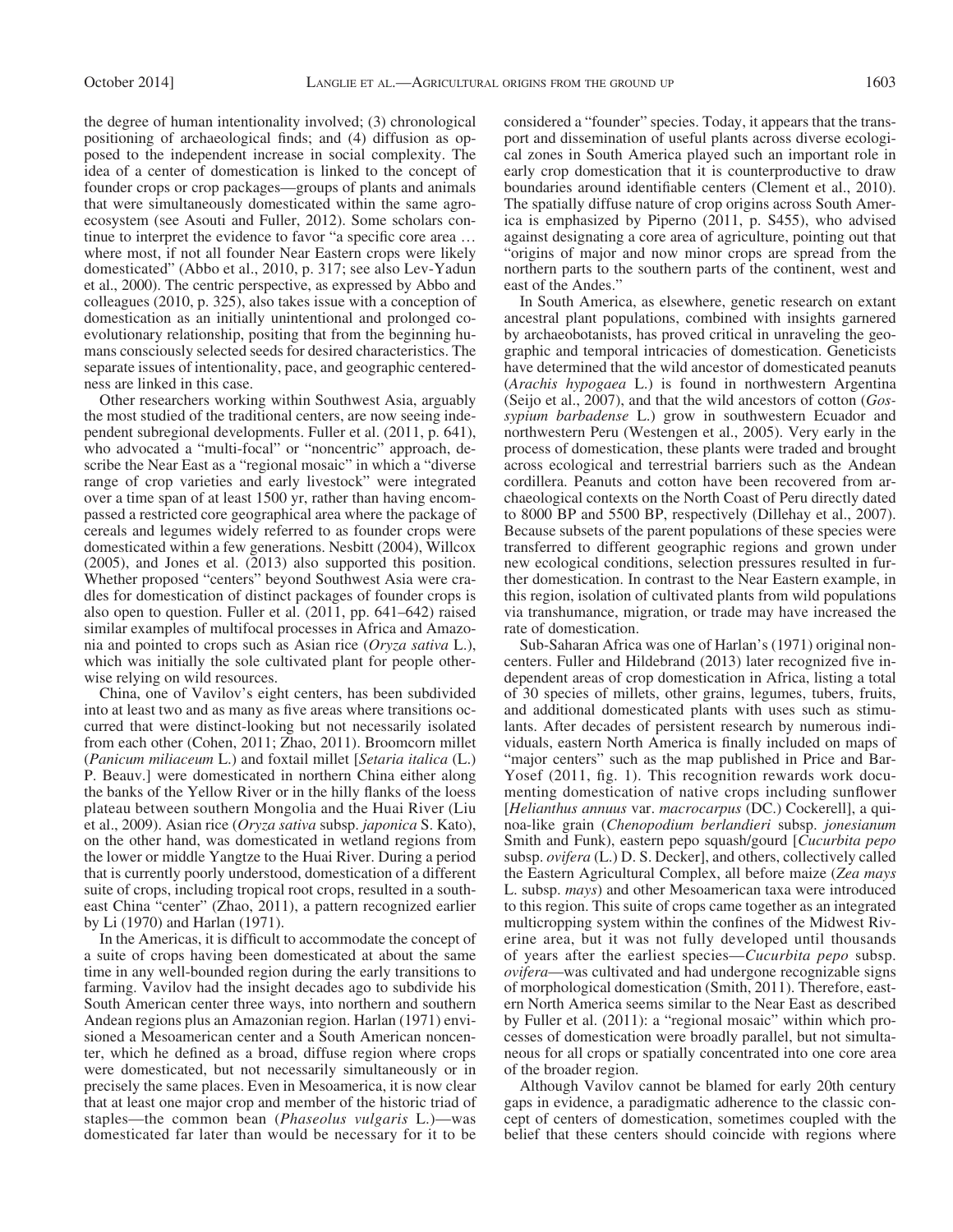the degree of human intentionality involved; (3) chronological positioning of archaeological finds; and (4) diffusion as opposed to the independent increase in social complexity. The idea of a center of domestication is linked to the concept of founder crops or crop packages—groups of plants and animals that were simultaneously domesticated within the same agroecosystem (see Asouti and Fuller, 2012). Some scholars continue to interpret the evidence to favor "a specific core area … where most, if not all founder Near Eastern crops were likely domesticated" (Abbo et al., 2010, p. 317; see also Lev-Yadun et al., 2000). The centric perspective, as expressed by Abbo and colleagues (2010, p. 325), also takes issue with a conception of domestication as an initially unintentional and prolonged coevolutionary relationship, positing that from the beginning humans consciously selected seeds for desired characteristics. The separate issues of intentionality, pace, and geographic centeredness are linked in this case.

Other researchers working within Southwest Asia, arguably the most studied of the traditional centers, are now seeing independent subregional developments. Fuller et al. (2011, p. 641), who advocated a "multi-focal" or "noncentric" approach, describe the Near East as a "regional mosaic" in which a "diverse range of crop varieties and early livestock" were integrated over a time span of at least 1500 yr, rather than having encompassed a restricted core geographical area where the package of cereals and legumes widely referred to as founder crops were domesticated within a few generations. Nesbitt (2004), Willcox (2005), and Jones et al. (2013) also supported this position. Whether proposed "centers" beyond Southwest Asia were cradles for domestication of distinct packages of founder crops is also open to question. Fuller et al. (2011, pp. 641–642) raised similar examples of multifocal processes in Africa and Amazonia and pointed to crops such as Asian rice (*Oryza sativa* L.), which was initially the sole cultivated plant for people otherwise relying on wild resources.

China, one of Vavilov's eight centers, has been subdivided into at least two and as many as five areas where transitions occurred that were distinct-looking but not necessarily isolated from each other (Cohen, 2011; Zhao, 2011). Broomcorn millet (*Panicum miliaceum* L.) and foxtail millet [*Setaria italica* (L.) P. Beauv.] were domesticated in northern China either along the banks of the Yellow River or in the hilly flanks of the loess plateau between southern Mongolia and the Huai River (Liu et al., 2009). Asian rice (*Oryza sativa* subsp. *japonica* S. Kato), on the other hand, was domesticated in wetland regions from the lower or middle Yangtze to the Huai River. During a period that is currently poorly understood, domestication of a different suite of crops, including tropical root crops, resulted in a southeast China "center" (Zhao, 2011), a pattern recognized earlier by Li (1970) and Harlan (1971).

In the Americas, it is difficult to accommodate the concept of a suite of crops having been domesticated at about the same time in any well-bounded region during the early transitions to farming. Vavilov had the insight decades ago to subdivide his South American center three ways, into northern and southern Andean regions plus an Amazonian region. Harlan (1971) envisioned a Mesoamerican center and a South American noncenter, which he defined as a broad, diffuse region where crops were domesticated, but not necessarily simultaneously or in precisely the same places. Even in Mesoamerica, it is now clear that at least one major crop and member of the historic triad of staples—the common bean (*Phaseolus vulgaris* L.)—was domesticated far later than would be necessary for it to be considered a "founder" species. Today, it appears that the transport and dissemination of useful plants across diverse ecological zones in South America played such an important role in early crop domestication that it is counterproductive to draw boundaries around identifiable centers (Clement et al., 2010). The spatially diffuse nature of crop origins across South America is emphasized by Piperno (2011, p. S455), who advised against designating a core area of agriculture, pointing out that "origins of major and now minor crops are spread from the northern parts to the southern parts of the continent, west and east of the Andes."

In South America, as elsewhere, genetic research on extant ancestral plant populations, combined with insights garnered by archaeobotanists, has proved critical in unraveling the geographic and temporal intricacies of domestication. Geneticists have determined that the wild ancestor of domesticated peanuts (*Arachis hypogaea* L.) is found in northwestern Argentina (Seijo et al., 2007), and that the wild ancestors of cotton (*Gossypium barbadense* L.) grow in southwestern Ecuador and northwestern Peru (Westengen et al., 2005). Very early in the process of domestication, these plants were traded and brought across ecological and terrestrial barriers such as the Andean cordillera. Peanuts and cotton have been recovered from archaeological contexts on the North Coast of Peru directly dated to 8000 BP and 5500 BP, respectively (Dillehay et al., 2007). Because subsets of the parent populations of these species were transferred to different geographic regions and grown under new ecological conditions, selection pressures resulted in further domestication. In contrast to the Near Eastern example, in this region, isolation of cultivated plants from wild populations via transhumance, migration, or trade may have increased the rate of domestication.

Sub-Saharan Africa was one of Harlan's (1971) original noncenters. Fuller and Hildebrand (2013) later recognized five independent areas of crop domestication in Africa, listing a total of 30 species of millets, other grains, legumes, tubers, fruits, and additional domesticated plants with uses such as stimulants. After decades of persistent research by numerous individuals, eastern North America is finally included on maps of "major centers" such as the map published in Price and Bar-Yosef (2011, fig. 1). This recognition rewards work documenting domestication of native crops including sunflower [*Helianthus annuus* var. *macrocarpus* (DC.) Cockerell], a quinoa-like grain (*Chenopodium berlandieri* subsp. *jonesianum* Smith and Funk), eastern pepo squash/gourd [*Cucurbita pepo* subsp. *ovifera* (L.) D. S. Decker], and others, collectively called the Eastern Agricultural Complex, all before maize (*Zea mays* L. subsp. *mays*) and other Mesoamerican taxa were introduced to this region. This suite of crops came together as an integrated multicropping system within the confines of the Midwest Riverine area, but it was not fully developed until thousands of years after the earliest species—*Cucurbita pepo* subsp. *ovifera*—was cultivated and had undergone recognizable signs of morphological domestication (Smith, 2011). Therefore, eastern North America seems similar to the Near East as described by Fuller et al. (2011): a "regional mosaic" within which processes of domestication were broadly parallel, but not simultaneous for all crops or spatially concentrated into one core area of the broader region.

Although Vavilov cannot be blamed for early 20th century gaps in evidence, a paradigmatic adherence to the classic concept of centers of domestication, sometimes coupled with the belief that these centers should coincide with regions where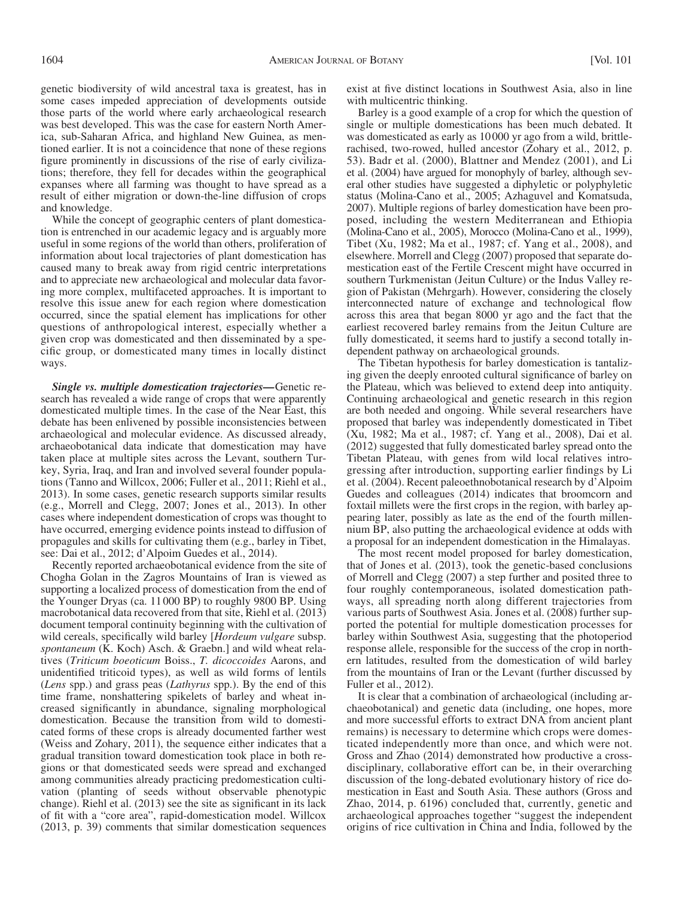genetic biodiversity of wild ancestral taxa is greatest, has in some cases impeded appreciation of developments outside those parts of the world where early archaeological research was best developed. This was the case for eastern North America, sub-Saharan Africa, and highland New Guinea, as mentioned earlier. It is not a coincidence that none of these regions figure prominently in discussions of the rise of early civilizations; therefore, they fell for decades within the geographical expanses where all farming was thought to have spread as a result of either migration or down-the-line diffusion of crops and knowledge.

While the concept of geographic centers of plant domestication is entrenched in our academic legacy and is arguably more useful in some regions of the world than others, proliferation of information about local trajectories of plant domestication has caused many to break away from rigid centric interpretations and to appreciate new archaeological and molecular data favoring more complex, multifaceted approaches. It is important to resolve this issue anew for each region where domestication occurred, since the spatial element has implications for other questions of anthropological interest, especially whether a given crop was domesticated and then disseminated by a specific group, or domesticated many times in locally distinct ways.

***Single vs. multiple domestication trajectories***—Genetic research has revealed a wide range of crops that were apparently domesticated multiple times. In the case of the Near East, this debate has been enlivened by possible inconsistencies between archaeological and molecular evidence. As discussed already, archaeobotanical data indicate that domestication may have taken place at multiple sites across the Levant, southern Turkey, Syria, Iraq, and Iran and involved several founder populations (Tanno and Willcox, 2006; Fuller et al., 2011; Riehl et al., 2013). In some cases, genetic research supports similar results (e.g., Morrell and Clegg, 2007; Jones et al., 2013). In other cases where independent domestication of crops was thought to have occurred, emerging evidence points instead to diffusion of propagules and skills for cultivating them (e.g., barley in Tibet, see: Dai et al., 2012; d'Alpoim Guedes et al., 2014).

Recently reported archaeobotanical evidence from the site of Chogha Golan in the Zagros Mountains of Iran is viewed as supporting a localized process of domestication from the end of the Younger Dryas (ca. 11 000 BP) to roughly 9800 BP. Using macrobotanical data recovered from that site, Riehl et al. (2013) document temporal continuity beginning with the cultivation of wild cereals, specifically wild barley [*Hordeum vulgare* subsp. *spontaneum* (K. Koch) Asch. & Graebn.] and wild wheat relatives (*Triticum boeoticum* Boiss., *T. dicoccoides* Aarons, and unidentified triticoid types), as well as wild forms of lentils (*Lens* spp.) and grass peas (*Lathyrus* spp.). By the end of this time frame, nonshattering spikelets of barley and wheat increased significantly in abundance, signaling morphological domestication. Because the transition from wild to domesticated forms of these crops is already documented farther west (Weiss and Zohary, 2011), the sequence either indicates that a gradual transition toward domestication took place in both regions or that domesticated seeds were spread and exchanged among communities already practicing predomestication cultivation (planting of seeds without observable phenotypic change). Riehl et al. (2013) see the site as significant in its lack of fit with a "core area", rapid-domestication model. Willcox (2013, p. 39) comments that similar domestication sequences exist at five distinct locations in Southwest Asia, also in line with multicentric thinking.

Barley is a good example of a crop for which the question of single or multiple domestications has been much debated. It was domesticated as early as 10 000 yr ago from a wild, brittle-rachised, two-rowed, hulled ancestor (Zohary et al., 2012, p. 53). Badr et al. (2000), Blattner and Mendez (2001), and Li et al. (2004) have argued for monophyly of barley, although several other studies have suggested a diphyletic or polyphyletic status (Molina-Cano et al., 2005; Azhaguvel and Komatsuda, 2007). Multiple regions of barley domestication have been proposed, including the western Mediterranean and Ethiopia (Molina-Cano et al., 2005), Morocco (Molina-Cano et al., 1999), Tibet (Xu, 1982; Ma et al., 1987; cf. Yang et al., 2008), and elsewhere. Morrell and Clegg (2007) proposed that separate domestication east of the Fertile Crescent might have occurred in southern Turkmenistan (Jeitun Culture) or the Indus Valley region of Pakistan (Mehrgarh). However, considering the closely interconnected nature of exchange and technological flow across this area that began 8000 yr ago and the fact that the earliest recovered barley remains from the Jeitun Culture are fully domesticated, it seems hard to justify a second totally independent pathway on archaeological grounds.

The Tibetan hypothesis for barley domestication is tantalizing given the deeply enrooted cultural significance of barley on the Plateau, which was believed to extend deep into antiquity. Continuing archaeological and genetic research in this region are both needed and ongoing. While several researchers have proposed that barley was independently domesticated in Tibet (Xu, 1982; Ma et al., 1987; cf. Yang et al., 2008), Dai et al. (2012) suggested that fully domesticated barley spread onto the Tibetan Plateau, with genes from wild local relatives introgressing after introduction, supporting earlier findings by Li et al. (2004). Recent paleoethnobotanical research by d'Alpoim Guedes and colleagues (2014) indicates that broomcorn and foxtail millets were the first crops in the region, with barley appearing later, possibly as late as the end of the fourth millennium BP, also putting the archaeological evidence at odds with a proposal for an independent domestication in the Himalayas.

The most recent model proposed for barley domestication, that of Jones et al. (2013), took the genetic-based conclusions of Morrell and Clegg (2007) a step further and posited three to four roughly contemporaneous, isolated domestication pathways, all spreading north along different trajectories from various parts of Southwest Asia. Jones et al. (2008) further supported the potential for multiple domestication processes for barley within Southwest Asia, suggesting that the photoperiod response allele, responsible for the success of the crop in northern latitudes, resulted from the domestication of wild barley from the mountains of Iran or the Levant (further discussed by Fuller et al., 2012).

It is clear that a combination of archaeological (including archaeobotanical) and genetic data (including, one hopes, more and more successful efforts to extract DNA from ancient plant remains) is necessary to determine which crops were domesticated independently more than once, and which were not. Gross and Zhao (2014) demonstrated how productive a cross-disciplinary, collaborative effort can be, in their overarching discussion of the long-debated evolutionary history of rice domestication in East and South Asia. These authors (Gross and Zhao, 2014, p. 6196) concluded that, currently, genetic and archaeological approaches together "suggest the independent origins of rice cultivation in China and India, followed by the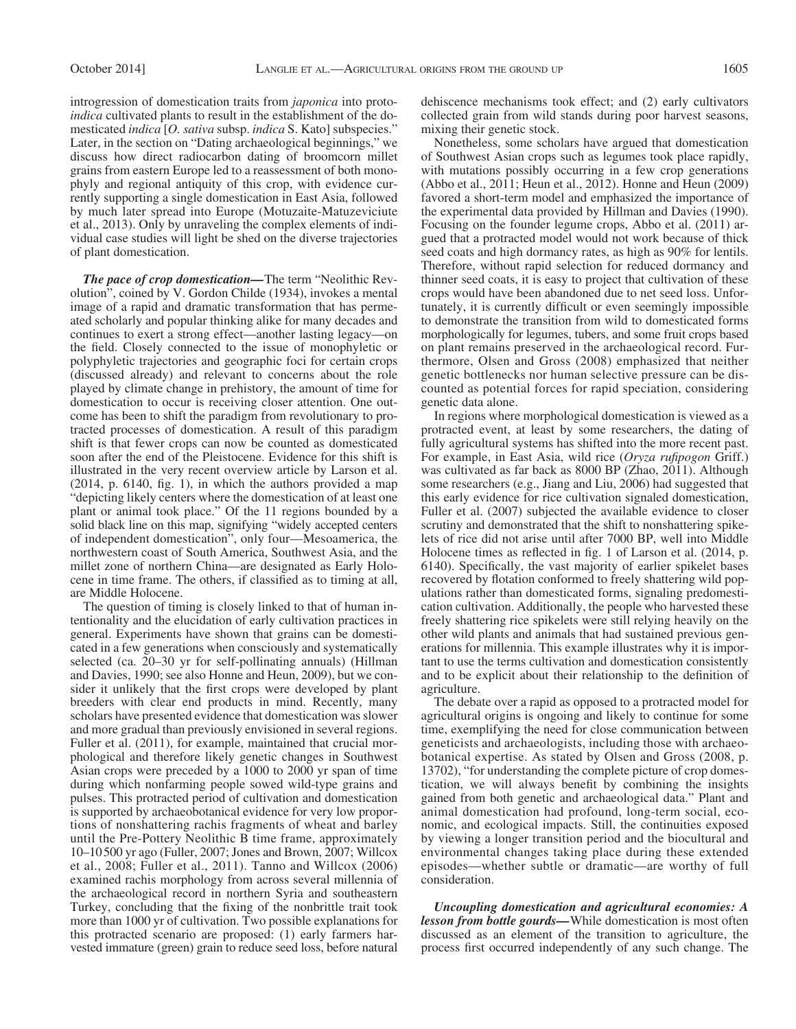introgression of domestication traits from *japonica* into proto-*indica* cultivated plants to result in the establishment of the domesticated *indica* [*O. sativa* subsp. *indica* S. Kato] subspecies." Later, in the section on "Dating archaeological beginnings," we discuss how direct radiocarbon dating of broomcorn millet grains from eastern Europe led to a reassessment of both monophyly and regional antiquity of this crop, with evidence currently supporting a single domestication in East Asia, followed by much later spread into Europe (Motuzaite-Matuzeviciute et al., 2013). Only by unraveling the complex elements of individual case studies will light be shed on the diverse trajectories of plant domestication.

***The pace of crop domestication—***The term "Neolithic Revolution", coined by V. Gordon Childe (1934), invokes a mental image of a rapid and dramatic transformation that has permeated scholarly and popular thinking alike for many decades and continues to exert a strong effect—another lasting legacy—on the field. Closely connected to the issue of monophyletic or polyphyletic trajectories and geographic foci for certain crops (discussed already) and relevant to concerns about the role played by climate change in prehistory, the amount of time for domestication to occur is receiving closer attention. One outcome has been to shift the paradigm from revolutionary to protracted processes of domestication. A result of this paradigm shift is that fewer crops can now be counted as domesticated soon after the end of the Pleistocene. Evidence for this shift is illustrated in the very recent overview article by Larson et al. (2014, p. 6140, fig. 1), in which the authors provided a map "depicting likely centers where the domestication of at least one plant or animal took place." Of the 11 regions bounded by a solid black line on this map, signifying "widely accepted centers of independent domestication", only four—Mesoamerica, the northwestern coast of South America, Southwest Asia, and the millet zone of northern China—are designated as Early Holocene in time frame. The others, if classified as to timing at all, are Middle Holocene.

The question of timing is closely linked to that of human intentionality and the elucidation of early cultivation practices in general. Experiments have shown that grains can be domesticated in a few generations when consciously and systematically selected (ca. 20–30 yr for self-pollinating annuals) (Hillman and Davies, 1990; see also Honne and Heun, 2009), but we consider it unlikely that the first crops were developed by plant breeders with clear end products in mind. Recently, many scholars have presented evidence that domestication was slower and more gradual than previously envisioned in several regions. Fuller et al. (2011), for example, maintained that crucial morphological and therefore likely genetic changes in Southwest Asian crops were preceded by a 1000 to 2000 yr span of time during which nonfarming people sowed wild-type grains and pulses. This protracted period of cultivation and domestication is supported by archaeobotanical evidence for very low proportions of nonshattering rachis fragments of wheat and barley until the Pre-Pottery Neolithic B time frame, approximately 10–10 500 yr ago (Fuller, 2007; Jones and Brown, 2007; Willcox et al., 2008; Fuller et al., 2011). Tanno and Willcox (2006) examined rachis morphology from across several millennia of the archaeological record in northern Syria and southeastern Turkey, concluding that the fixing of the nonbrittle trait took more than 1000 yr of cultivation. Two possible explanations for this protracted scenario are proposed: (1) early farmers harvested immature (green) grain to reduce seed loss, before natural dehiscence mechanisms took effect; and (2) early cultivators collected grain from wild stands during poor harvest seasons, mixing their genetic stock.

Nonetheless, some scholars have argued that domestication of Southwest Asian crops such as legumes took place rapidly, with mutations possibly occurring in a few crop generations (Abbo et al., 2011; Heun et al., 2012). Honne and Heun (2009) favored a short-term model and emphasized the importance of the experimental data provided by Hillman and Davies (1990). Focusing on the founder legume crops, Abbo et al. (2011) argued that a protracted model would not work because of thick seed coats and high dormancy rates, as high as 90% for lentils. Therefore, without rapid selection for reduced dormancy and thinner seed coats, it is easy to project that cultivation of these crops would have been abandoned due to net seed loss. Unfortunately, it is currently difficult or even seemingly impossible to demonstrate the transition from wild to domesticated forms morphologically for legumes, tubers, and some fruit crops based on plant remains preserved in the archaeological record. Furthermore, Olsen and Gross (2008) emphasized that neither genetic bottlenecks nor human selective pressure can be discounted as potential forces for rapid speciation, considering genetic data alone.

In regions where morphological domestication is viewed as a protracted event, at least by some researchers, the dating of fully agricultural systems has shifted into the more recent past. For example, in East Asia, wild rice (*Oryza rufipogon* Griff.) was cultivated as far back as 8000 BP (Zhao, 2011). Although some researchers (e.g., Jiang and Liu, 2006) had suggested that this early evidence for rice cultivation signaled domestication, Fuller et al. (2007) subjected the available evidence to closer scrutiny and demonstrated that the shift to nonshattering spikelets of rice did not arise until after 7000 BP, well into Middle Holocene times as reflected in fig. 1 of Larson et al. (2014, p. 6140). Specifically, the vast majority of earlier spikelet bases recovered by flotation conformed to freely shattering wild populations rather than domesticated forms, signaling predomestication cultivation. Additionally, the people who harvested these freely shattering rice spikelets were still relying heavily on the other wild plants and animals that had sustained previous generations for millennia. This example illustrates why it is important to use the terms cultivation and domestication consistently and to be explicit about their relationship to the definition of agriculture.

The debate over a rapid as opposed to a protracted model for agricultural origins is ongoing and likely to continue for some time, exemplifying the need for close communication between geneticists and archaeologists, including those with archaeobotanical expertise. As stated by Olsen and Gross (2008, p. 13702), "for understanding the complete picture of crop domestication, we will always benefit by combining the insights gained from both genetic and archaeological data." Plant and animal domestication had profound, long-term social, economic, and ecological impacts. Still, the continuities exposed by viewing a longer transition period and the biocultural and environmental changes taking place during these extended episodes—whether subtle or dramatic—are worthy of full consideration.

***Uncoupling domestication and agricultural economies: A lesson from bottle gourds—***While domestication is most often discussed as an element of the transition to agriculture, the process first occurred independently of any such change. The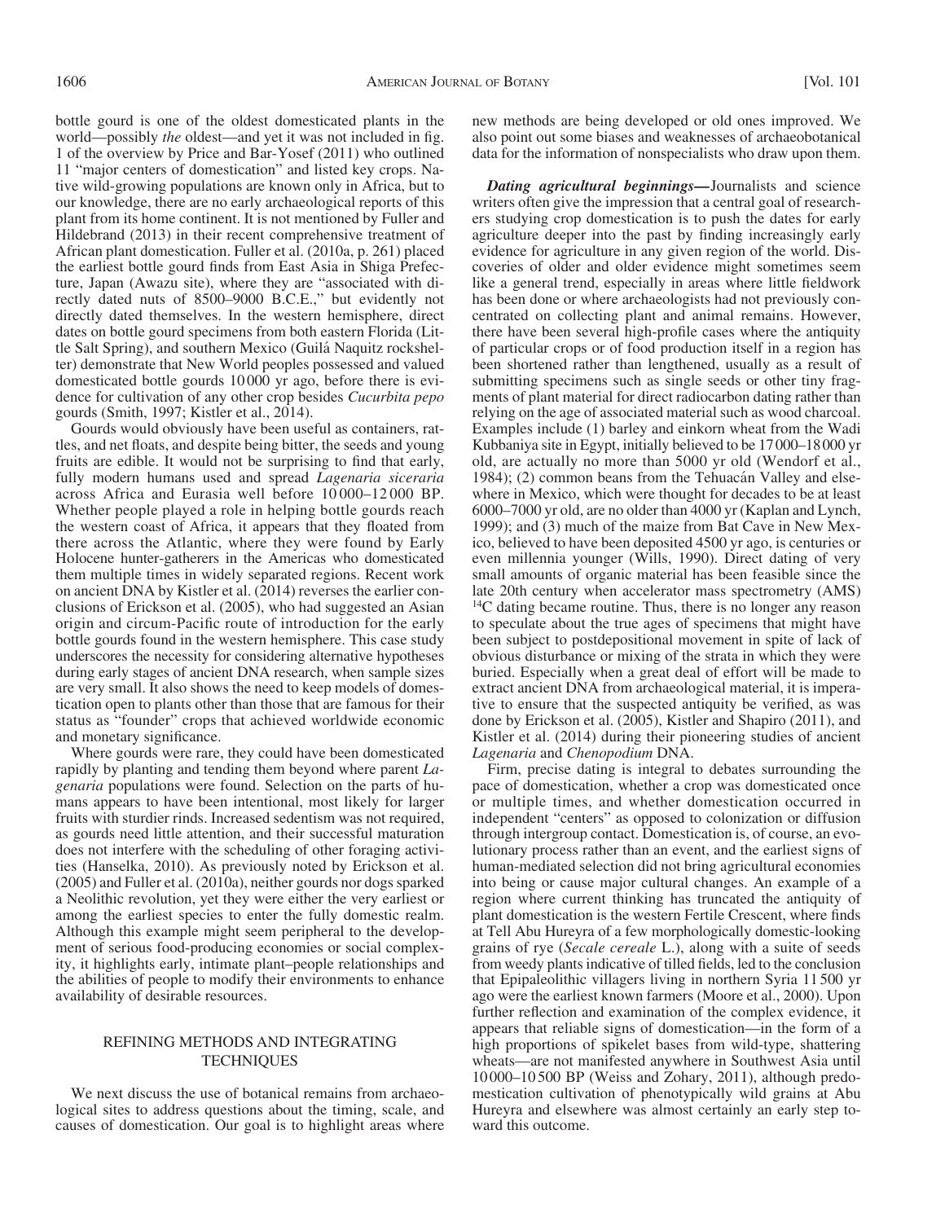bottle gourd is one of the oldest domesticated plants in the world—possibly *the* oldest—and yet it was not included in fig. 1 of the overview by Price and Bar-Yosef (2011) who outlined 11 "major centers of domestication" and listed key crops. Native wild-growing populations are known only in Africa, but to our knowledge, there are no early archaeological reports of this plant from its home continent. It is not mentioned by Fuller and Hildebrand (2013) in their recent comprehensive treatment of African plant domestication. Fuller et al. (2010a, p. 261) placed the earliest bottle gourd finds from East Asia in Shiga Prefecture, Japan (Awazu site), where they are "associated with directly dated nuts of 8500–9000 B.C.E.," but evidently not directly dated themselves. In the western hemisphere, direct dates on bottle gourd specimens from both eastern Florida (Little Salt Spring), and southern Mexico (Guilá Naquitz rockshelter) demonstrate that New World peoples possessed and valued domesticated bottle gourds 10 000 yr ago, before there is evidence for cultivation of any other crop besides *Cucurbita pepo* gourds (Smith, 1997; Kistler et al., 2014).

Gourds would obviously have been useful as containers, rattles, and net floats, and despite being bitter, the seeds and young fruits are edible. It would not be surprising to find that early, fully modern humans used and spread *Lagenaria siceraria* across Africa and Eurasia well before 10 000–12 000 BP. Whether people played a role in helping bottle gourds reach the western coast of Africa, it appears that they floated from there across the Atlantic, where they were found by Early Holocene hunter-gatherers in the Americas who domesticated them multiple times in widely separated regions. Recent work on ancient DNA by Kistler et al. (2014) reverses the earlier conclusions of Erickson et al. (2005), who had suggested an Asian origin and circum-Pacific route of introduction for the early bottle gourds found in the western hemisphere. This case study underscores the necessity for considering alternative hypotheses during early stages of ancient DNA research, when sample sizes are very small. It also shows the need to keep models of domestication open to plants other than those that are famous for their status as "founder" crops that achieved worldwide economic and monetary significance.

Where gourds were rare, they could have been domesticated rapidly by planting and tending them beyond where parent *Lagenaria* populations were found. Selection on the parts of humans appears to have been intentional, most likely for larger fruits with sturdier rinds. Increased sedentism was not required, as gourds need little attention, and their successful maturation does not interfere with the scheduling of other foraging activities (Hanselka, 2010). As previously noted by Erickson et al. (2005) and Fuller et al. (2010a), neither gourds nor dogs sparked a Neolithic revolution, yet they were either the very earliest or among the earliest species to enter the fully domestic realm. Although this example might seem peripheral to the development of serious food-producing economies or social complexity, it highlights early, intimate plant–people relationships and the abilities of people to modify their environments to enhance availability of desirable resources.

## REFINING METHODS AND INTEGRATING TECHNIQUES

We next discuss the use of botanical remains from archaeological sites to address questions about the timing, scale, and causes of domestication. Our goal is to highlight areas where new methods are being developed or old ones improved. We also point out some biases and weaknesses of archaeobotanical data for the information of nonspecialists who draw upon them.

***Dating agricultural beginnings—***Journalists and science writers often give the impression that a central goal of researchers studying crop domestication is to push the dates for early agriculture deeper into the past by finding increasingly early evidence for agriculture in any given region of the world. Discoveries of older and older evidence might sometimes seem like a general trend, especially in areas where little fieldwork has been done or where archaeologists had not previously concentrated on collecting plant and animal remains. However, there have been several high-profile cases where the antiquity of particular crops or of food production itself in a region has been shortened rather than lengthened, usually as a result of submitting specimens such as single seeds or other tiny fragments of plant material for direct radiocarbon dating rather than relying on the age of associated material such as wood charcoal. Examples include (1) barley and einkorn wheat from the Wadi Kubbaniya site in Egypt, initially believed to be 17 000–18 000 yr old, are actually no more than 5000 yr old (Wendorf et al., 1984); (2) common beans from the Tehuacán Valley and elsewhere in Mexico, which were thought for decades to be at least 6000–7000 yr old, are no older than 4000 yr (Kaplan and Lynch, 1999); and (3) much of the maize from Bat Cave in New Mexico, believed to have been deposited 4500 yr ago, is centuries or even millennia younger (Wills, 1990). Direct dating of very small amounts of organic material has been feasible since the late 20th century when accelerator mass spectrometry (AMS) $^{14}$C dating became routine. Thus, there is no longer any reason to speculate about the true ages of specimens that might have been subject to postdepositional movement in spite of lack of obvious disturbance or mixing of the strata in which they were buried. Especially when a great deal of effort will be made to extract ancient DNA from archaeological material, it is imperative to ensure that the suspected antiquity be verified, as was done by Erickson et al. (2005), Kistler and Shapiro (2011), and Kistler et al. (2014) during their pioneering studies of ancient *Lagenaria* and *Chenopodium* DNA.

Firm, precise dating is integral to debates surrounding the pace of domestication, whether a crop was domesticated once or multiple times, and whether domestication occurred in independent "centers" as opposed to colonization or diffusion through intergroup contact. Domestication is, of course, an evolutionary process rather than an event, and the earliest signs of human-mediated selection did not bring agricultural economies into being or cause major cultural changes. An example of a region where current thinking has truncated the antiquity of plant domestication is the western Fertile Crescent, where finds at Tell Abu Hureyra of a few morphologically domestic-looking grains of rye (*Secale cereale* L.), along with a suite of seeds from weedy plants indicative of tilled fields, led to the conclusion that Epipaleolithic villagers living in northern Syria 11 500 yr ago were the earliest known farmers (Moore et al., 2000). Upon further reflection and examination of the complex evidence, it appears that reliable signs of domestication—in the form of a high proportions of spikelet bases from wild-type, shattering wheats—are not manifested anywhere in Southwest Asia until 10 000–10 500 BP (Weiss and Zohary, 2011), although predomestication cultivation of phenotypically wild grains at Abu Hureyra and elsewhere was almost certainly an early step toward this outcome.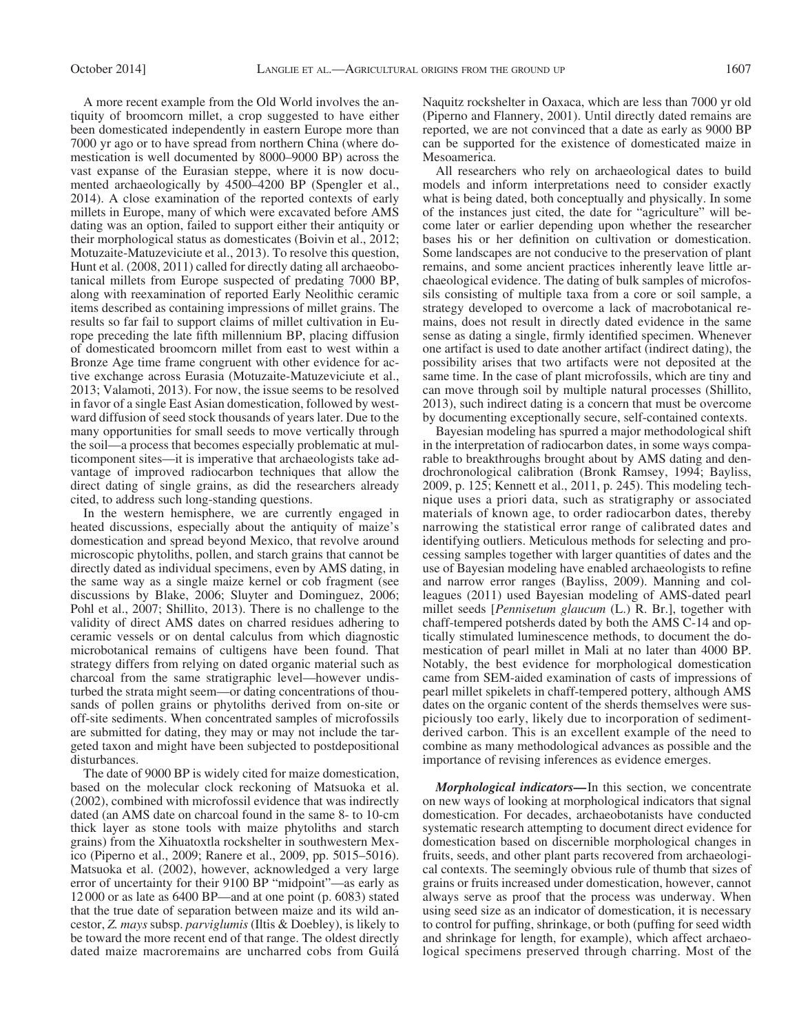A more recent example from the Old World involves the antiquity of broomcorn millet, a crop suggested to have either been domesticated independently in eastern Europe more than 7000 yr ago or to have spread from northern China (where domestication is well documented by 8000–9000 BP) across the vast expanse of the Eurasian steppe, where it is now documented archaeologically by 4500–4200 BP (Spengler et al., 2014). A close examination of the reported contexts of early millets in Europe, many of which were excavated before AMS dating was an option, failed to support either their antiquity or their morphological status as domesticates (Boivin et al., 2012; Motuzaite-Matuzeviciute et al., 2013). To resolve this question, Hunt et al. (2008, 2011) called for directly dating all archaeobotanical millets from Europe suspected of predating 7000 BP, along with reexamination of reported Early Neolithic ceramic items described as containing impressions of millet grains. The results so far fail to support claims of millet cultivation in Europe preceding the late fifth millennium BP, placing diffusion of domesticated broomcorn millet from east to west within a Bronze Age time frame congruent with other evidence for active exchange across Eurasia (Motuzaite-Matuzeviciute et al., 2013; Valamoti, 2013). For now, the issue seems to be resolved in favor of a single East Asian domestication, followed by westward diffusion of seed stock thousands of years later. Due to the many opportunities for small seeds to move vertically through the soil—a process that becomes especially problematic at multicomponent sites—it is imperative that archaeologists take advantage of improved radiocarbon techniques that allow the direct dating of single grains, as did the researchers already cited, to address such long-standing questions.

In the western hemisphere, we are currently engaged in heated discussions, especially about the antiquity of maize's domestication and spread beyond Mexico, that revolve around microscopic phytoliths, pollen, and starch grains that cannot be directly dated as individual specimens, even by AMS dating, in the same way as a single maize kernel or cob fragment (see discussions by Blake, 2006; Sluyter and Dominguez, 2006; Pohl et al., 2007; Shillito, 2013). There is no challenge to the validity of direct AMS dates on charred residues adhering to ceramic vessels or on dental calculus from which diagnostic microbotanical remains of cultigens have been found. That strategy differs from relying on dated organic material such as charcoal from the same stratigraphic level—however undisturbed the strata might seem—or dating concentrations of thousands of pollen grains or phytoliths derived from on-site or off-site sediments. When concentrated samples of microfossils are submitted for dating, they may or may not include the targeted taxon and might have been subjected to postdepositional disturbances.

The date of 9000 BP is widely cited for maize domestication, based on the molecular clock reckoning of Matsuoka et al. (2002), combined with microfossil evidence that was indirectly dated (an AMS date on charcoal found in the same 8- to 10-cm thick layer as stone tools with maize phytoliths and starch grains) from the Xihuatoxtla rockshelter in southwestern Mexico (Piperno et al., 2009; Ranere et al., 2009, pp. 5015–5016). Matsuoka et al. (2002), however, acknowledged a very large error of uncertainty for their 9100 BP "midpoint"—as early as 12 000 or as late as 6400 BP—and at one point (p. 6083) stated that the true date of separation between maize and its wild ancestor, *Z. mays* subsp. *parviglumis* (Iltis & Doebley), is likely to be toward the more recent end of that range. The oldest directly dated maize macroremains are uncharred cobs from Guilá Naquitz rockshelter in Oaxaca, which are less than 7000 yr old (Piperno and Flannery, 2001). Until directly dated remains are reported, we are not convinced that a date as early as 9000 BP can be supported for the existence of domesticated maize in Mesoamerica.

All researchers who rely on archaeological dates to build models and inform interpretations need to consider exactly what is being dated, both conceptually and physically. In some of the instances just cited, the date for "agriculture" will become later or earlier depending upon whether the researcher bases his or her definition on cultivation or domestication. Some landscapes are not conducive to the preservation of plant remains, and some ancient practices inherently leave little archaeological evidence. The dating of bulk samples of microfossils consisting of multiple taxa from a core or soil sample, a strategy developed to overcome a lack of macrobotanical remains, does not result in directly dated evidence in the same sense as dating a single, firmly identified specimen. Whenever one artifact is used to date another artifact (indirect dating), the possibility arises that two artifacts were not deposited at the same time. In the case of plant microfossils, which are tiny and can move through soil by multiple natural processes (Shillito, 2013), such indirect dating is a concern that must be overcome by documenting exceptionally secure, self-contained contexts.

Bayesian modeling has spurred a major methodological shift in the interpretation of radiocarbon dates, in some ways comparable to breakthroughs brought about by AMS dating and dendrochronological calibration (Bronk Ramsey, 1994; Bayliss, 2009, p. 125; Kennett et al., 2011, p. 245). This modeling technique uses a priori data, such as stratigraphy or associated materials of known age, to order radiocarbon dates, thereby narrowing the statistical error range of calibrated dates and identifying outliers. Meticulous methods for selecting and processing samples together with larger quantities of dates and the use of Bayesian modeling have enabled archaeologists to refine and narrow error ranges (Bayliss, 2009). Manning and colleagues (2011) used Bayesian modeling of AMS-dated pearl millet seeds [*Pennisetum glaucum* (L.) R. Br.], together with chaff-tempered potsherds dated by both the AMS C-14 and optically stimulated luminescence methods, to document the domestication of pearl millet in Mali at no later than 4000 BP. Notably, the best evidence for morphological domestication came from SEM-aided examination of casts of impressions of pearl millet spikelets in chaff-tempered pottery, although AMS dates on the organic content of the sherds themselves were suspiciously too early, likely due to incorporation of sediment-derived carbon. This is an excellent example of the need to combine as many methodological advances as possible and the importance of revising inferences as evidence emerges.

***Morphological indicators***—In this section, we concentrate on new ways of looking at morphological indicators that signal domestication. For decades, archaeobotanists have conducted systematic research attempting to document direct evidence for domestication based on discernible morphological changes in fruits, seeds, and other plant parts recovered from archaeological contexts. The seemingly obvious rule of thumb that sizes of grains or fruits increased under domestication, however, cannot always serve as proof that the process was underway. When using seed size as an indicator of domestication, it is necessary to control for puffing, shrinkage, or both (puffing for seed width and shrinkage for length, for example), which affect archaeological specimens preserved through charring. Most of the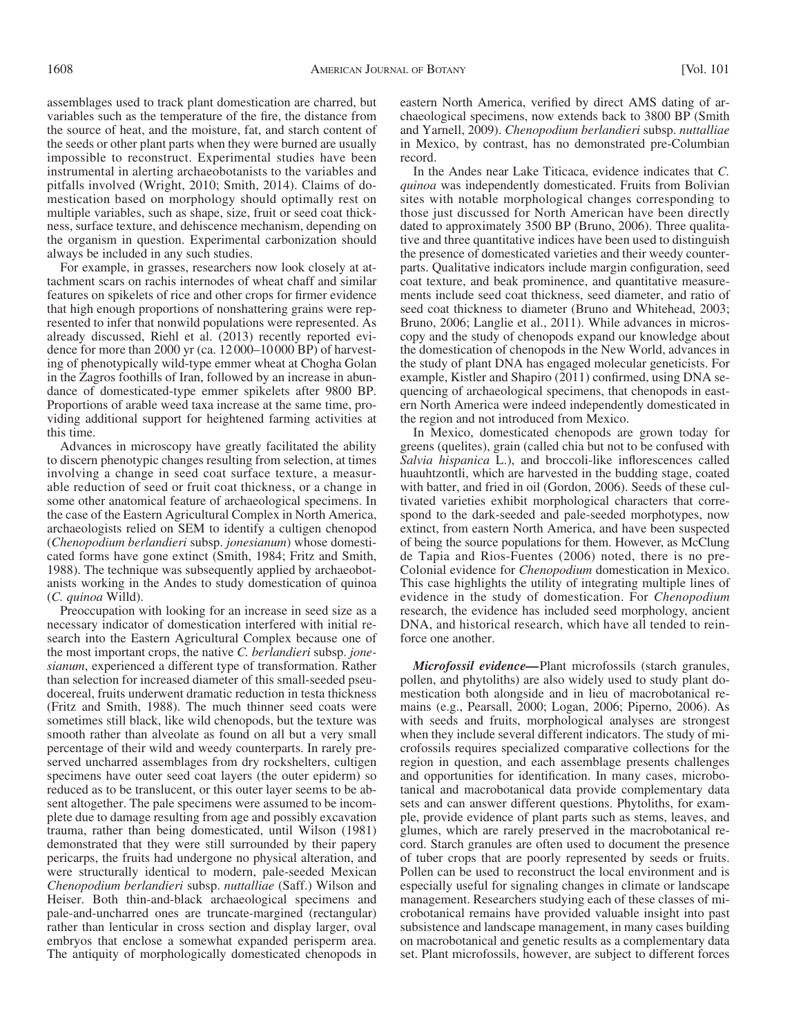assemblages used to track plant domestication are charred, but variables such as the temperature of the fire, the distance from the source of heat, and the moisture, fat, and starch content of the seeds or other plant parts when they were burned are usually impossible to reconstruct. Experimental studies have been instrumental in alerting archaeobotanists to the variables and pitfalls involved (Wright, 2010; Smith, 2014). Claims of domestication based on morphology should optimally rest on multiple variables, such as shape, size, fruit or seed coat thickness, surface texture, and dehiscence mechanism, depending on the organism in question. Experimental carbonization should always be included in any such studies.

For example, in grasses, researchers now look closely at attachment scars on rachis internodes of wheat chaff and similar features on spikelets of rice and other crops for firmer evidence that high enough proportions of nonshattering grains were represented to infer that nonwild populations were represented. As already discussed, Riehl et al. (2013) recently reported evidence for more than 2000 yr (ca. 12 000–10 000 BP) of harvesting of phenotypically wild-type emmer wheat at Chogha Golan in the Zagros foothills of Iran, followed by an increase in abundance of domesticated-type emmer spikelets after 9800 BP. Proportions of arable weed taxa increase at the same time, providing additional support for heightened farming activities at this time.

Advances in microscopy have greatly facilitated the ability to discern phenotypic changes resulting from selection, at times involving a change in seed coat surface texture, a measurable reduction of seed or fruit coat thickness, or a change in some other anatomical feature of archaeological specimens. In the case of the Eastern Agricultural Complex in North America, archaeologists relied on SEM to identify a cultigen chenopod (*Chenopodium berlandieri* subsp. *jonesianum*) whose domesticated forms have gone extinct (Smith, 1984; Fritz and Smith, 1988). The technique was subsequently applied by archaeobotanists working in the Andes to study domestication of quinoa (*C. quinoa* Willd).

Preoccupation with looking for an increase in seed size as a necessary indicator of domestication interfered with initial research into the Eastern Agricultural Complex because one of the most important crops, the native *C. berlandieri* subsp. *jonesianum*, experienced a different type of transformation. Rather than selection for increased diameter of this small-seeded pseudocereal, fruits underwent dramatic reduction in testa thickness (Fritz and Smith, 1988). The much thinner seed coats were sometimes still black, like wild chenopods, but the texture was smooth rather than alveolate as found on all but a very small percentage of their wild and weedy counterparts. In rarely preserved uncharred assemblages from dry rockshelters, cultigen specimens have outer seed coat layers (the outer epiderm) so reduced as to be translucent, or this outer layer seems to be absent altogether. The pale specimens were assumed to be incomplete due to damage resulting from age and possibly excavation trauma, rather than being domesticated, until Wilson (1981) demonstrated that they were still surrounded by their papery pericarps, the fruits had undergone no physical alteration, and were structurally identical to modern, pale-seeded Mexican *Chenopodium berlandieri* subsp. *nuttalliae* (Saff.) Wilson and Heiser. Both thin-and-black archaeological specimens and pale-and-uncharred ones are truncate-margined (rectangular) rather than lenticular in cross section and display larger, oval embryos that enclose a somewhat expanded perisperm area. The antiquity of morphologically domesticated chenopods in eastern North America, verified by direct AMS dating of archaeological specimens, now extends back to 3800 BP (Smith and Yarnell, 2009). *Chenopodium berlandieri* subsp. *nuttalliae* in Mexico, by contrast, has no demonstrated pre-Columbian record.

In the Andes near Lake Titicaca, evidence indicates that *C. quinoa* was independently domesticated. Fruits from Bolivian sites with notable morphological changes corresponding to those just discussed for North American have been directly dated to approximately 3500 BP (Bruno, 2006). Three qualitative and three quantitative indices have been used to distinguish the presence of domesticated varieties and their weedy counterparts. Qualitative indicators include margin configuration, seed coat texture, and beak prominence, and quantitative measurements include seed coat thickness, seed diameter, and ratio of seed coat thickness to diameter (Bruno and Whitehead, 2003; Bruno, 2006; Langlie et al., 2011). While advances in microscopy and the study of chenopods expand our knowledge about the domestication of chenopods in the New World, advances in the study of plant DNA has engaged molecular geneticists. For example, Kistler and Shapiro (2011) confirmed, using DNA sequencing of archaeological specimens, that chenopods in eastern North America were indeed independently domesticated in the region and not introduced from Mexico.

In Mexico, domesticated chenopods are grown today for greens (quelites), grain (called chia but not to be confused with *Salvia hispanica* L.), and broccoli-like inflorescences called huauhtzontli, which are harvested in the budding stage, coated with batter, and fried in oil (Gordon, 2006). Seeds of these cultivated varieties exhibit morphological characters that correspond to the dark-seeded and pale-seeded morphotypes, now extinct, from eastern North America, and have been suspected of being the source populations for them. However, as McClung de Tapia and Rios-Fuentes (2006) noted, there is no pre-Colonial evidence for *Chenopodium* domestication in Mexico. This case highlights the utility of integrating multiple lines of evidence in the study of domestication. For *Chenopodium* research, the evidence has included seed morphology, ancient DNA, and historical research, which have all tended to reinforce one another.

***Microfossil evidence—***Plant microfossils (starch granules, pollen, and phytoliths) are also widely used to study plant domestication both alongside and in lieu of macrobotanical remains (e.g., Pearsall, 2000; Logan, 2006; Piperno, 2006). As with seeds and fruits, morphological analyses are strongest when they include several different indicators. The study of microfossils requires specialized comparative collections for the region in question, and each assemblage presents challenges and opportunities for identification. In many cases, microbotanical and macrobotanical data provide complementary data sets and can answer different questions. Phytoliths, for example, provide evidence of plant parts such as stems, leaves, and glumes, which are rarely preserved in the macrobotanical record. Starch granules are often used to document the presence of tuber crops that are poorly represented by seeds or fruits. Pollen can be used to reconstruct the local environment and is especially useful for signaling changes in climate or landscape management. Researchers studying each of these classes of microbotanical remains have provided valuable insight into past subsistence and landscape management, in many cases building on macrobotanical and genetic results as a complementary data set. Plant microfossils, however, are subject to different forces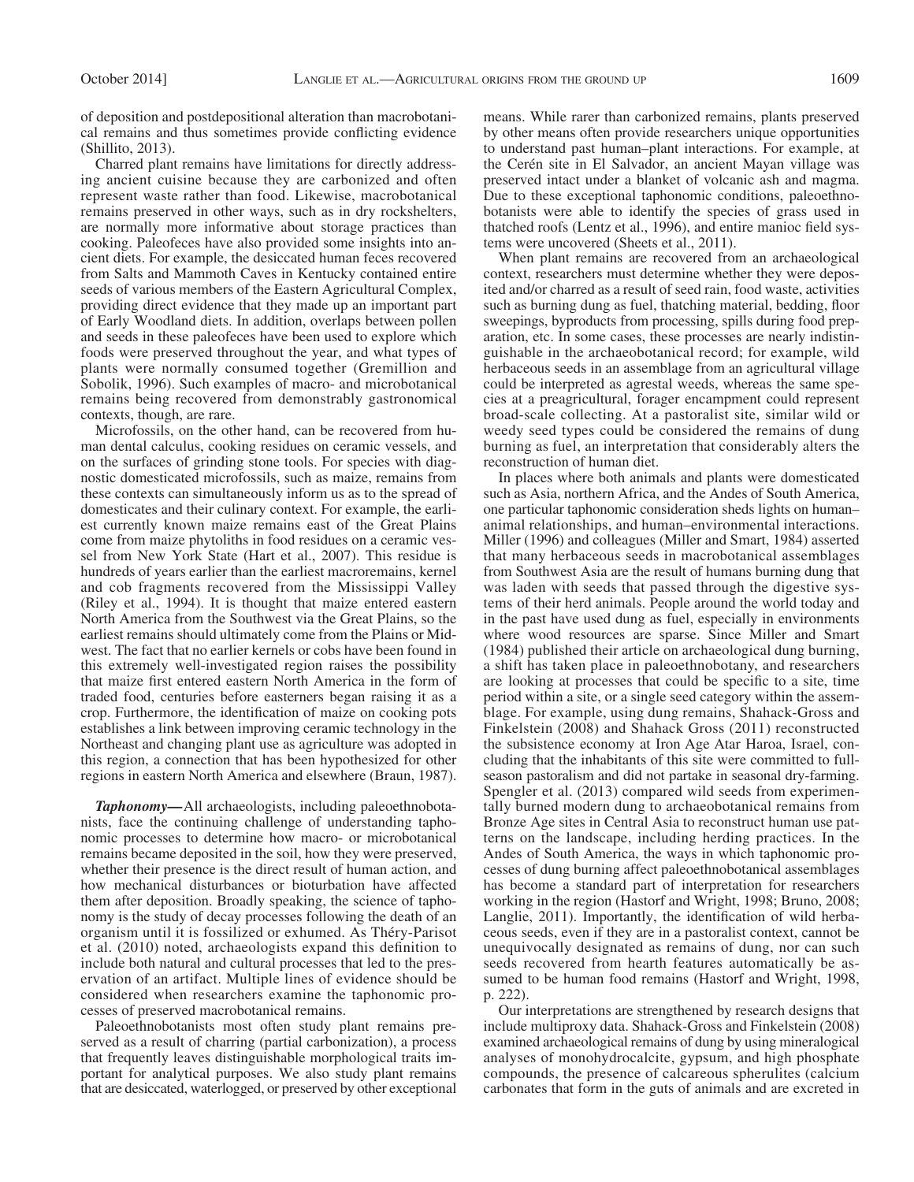of deposition and postdepositional alteration than macrobotanical remains and thus sometimes provide conflicting evidence (Shillito, 2013).

Charred plant remains have limitations for directly addressing ancient cuisine because they are carbonized and often represent waste rather than food. Likewise, macrobotanical remains preserved in other ways, such as in dry rockshelters, are normally more informative about storage practices than cooking. Paleofeces have also provided some insights into ancient diets. For example, the desiccated human feces recovered from Salts and Mammoth Caves in Kentucky contained entire seeds of various members of the Eastern Agricultural Complex, providing direct evidence that they made up an important part of Early Woodland diets. In addition, overlaps between pollen and seeds in these paleofeces have been used to explore which foods were preserved throughout the year, and what types of plants were normally consumed together (Gremillion and Sobolik, 1996). Such examples of macro- and microbotanical remains being recovered from demonstrably gastronomical contexts, though, are rare.

Microfossils, on the other hand, can be recovered from human dental calculus, cooking residues on ceramic vessels, and on the surfaces of grinding stone tools. For species with diagnostic domesticated microfossils, such as maize, remains from these contexts can simultaneously inform us as to the spread of domesticates and their culinary context. For example, the earliest currently known maize remains east of the Great Plains come from maize phytoliths in food residues on a ceramic vessel from New York State (Hart et al., 2007). This residue is hundreds of years earlier than the earliest macroremains, kernel and cob fragments recovered from the Mississippi Valley (Riley et al., 1994). It is thought that maize entered eastern North America from the Southwest via the Great Plains, so the earliest remains should ultimately come from the Plains or Midwest. The fact that no earlier kernels or cobs have been found in this extremely well-investigated region raises the possibility that maize first entered eastern North America in the form of traded food, centuries before easterners began raising it as a crop. Furthermore, the identification of maize on cooking pots establishes a link between improving ceramic technology in the Northeast and changing plant use as agriculture was adopted in this region, a connection that has been hypothesized for other regions in eastern North America and elsewhere (Braun, 1987).

***Taphonomy—*** All archaeologists, including paleoethnobotanists, face the continuing challenge of understanding taphonomic processes to determine how macro- or microbotanical remains became deposited in the soil, how they were preserved, whether their presence is the direct result of human action, and how mechanical disturbances or bioturbation have affected them after deposition. Broadly speaking, the science of taphonomy is the study of decay processes following the death of an organism until it is fossilized or exhumed. As Théry-Parisot et al. (2010) noted, archaeologists expand this definition to include both natural and cultural processes that led to the preservation of an artifact. Multiple lines of evidence should be considered when researchers examine the taphonomic processes of preserved macrobotanical remains.

Paleoethnobotanists most often study plant remains preserved as a result of charring (partial carbonization), a process that frequently leaves distinguishable morphological traits important for analytical purposes. We also study plant remains that are desiccated, waterlogged, or preserved by other exceptional means. While rarer than carbonized remains, plants preserved by other means often provide researchers unique opportunities to understand past human–plant interactions. For example, at the Cerén site in El Salvador, an ancient Mayan village was preserved intact under a blanket of volcanic ash and magma. Due to these exceptional taphonomic conditions, paleoethnobotanists were able to identify the species of grass used in thatched roofs (Lentz et al., 1996), and entire manioc field systems were uncovered (Sheets et al., 2011).

When plant remains are recovered from an archaeological context, researchers must determine whether they were deposited and/or charred as a result of seed rain, food waste, activities such as burning dung as fuel, thatching material, bedding, floor sweepings, byproducts from processing, spills during food preparation, etc. In some cases, these processes are nearly indistinguishable in the archaeobotanical record; for example, wild herbaceous seeds in an assemblage from an agricultural village could be interpreted as agrestal weeds, whereas the same species at a preagricultural, forager encampment could represent broad-scale collecting. At a pastoralist site, similar wild or weedy seed types could be considered the remains of dung burning as fuel, an interpretation that considerably alters the reconstruction of human diet.

In places where both animals and plants were domesticated such as Asia, northern Africa, and the Andes of South America, one particular taphonomic consideration sheds lights on human–animal relationships, and human–environmental interactions. Miller (1996) and colleagues (Miller and Smart, 1984) asserted that many herbaceous seeds in macrobotanical assemblages from Southwest Asia are the result of humans burning dung that was laden with seeds that passed through the digestive systems of their herd animals. People around the world today and in the past have used dung as fuel, especially in environments where wood resources are sparse. Since Miller and Smart (1984) published their article on archaeological dung burning, a shift has taken place in paleoethnobotany, and researchers are looking at processes that could be specific to a site, time period within a site, or a single seed category within the assemblage. For example, using dung remains, Shahack-Gross and Finkelstein (2008) and Shahack Gross (2011) reconstructed the subsistence economy at Iron Age Atar Haroa, Israel, concluding that the inhabitants of this site were committed to full-season pastoralism and did not partake in seasonal dry-farming. Spengler et al. (2013) compared wild seeds from experimentally burned modern dung to archaeobotanical remains from Bronze Age sites in Central Asia to reconstruct human use patterns on the landscape, including herding practices. In the Andes of South America, the ways in which taphonomic processes of dung burning affect paleoethnobotanical assemblages has become a standard part of interpretation for researchers working in the region (Hastorf and Wright, 1998; Bruno, 2008; Langlie, 2011). Importantly, the identification of wild herbaceous seeds, even if they are in a pastoralist context, cannot be unequivocally designated as remains of dung, nor can such seeds recovered from hearth features automatically be assumed to be human food remains (Hastorf and Wright, 1998, p. 222).

Our interpretations are strengthened by research designs that include multiproxy data. Shahack-Gross and Finkelstein (2008) examined archaeological remains of dung by using mineralogical analyses of monohydrocalcite, gypsum, and high phosphate compounds, the presence of calcareous spherulites (calcium carbonates that form in the guts of animals and are excreted in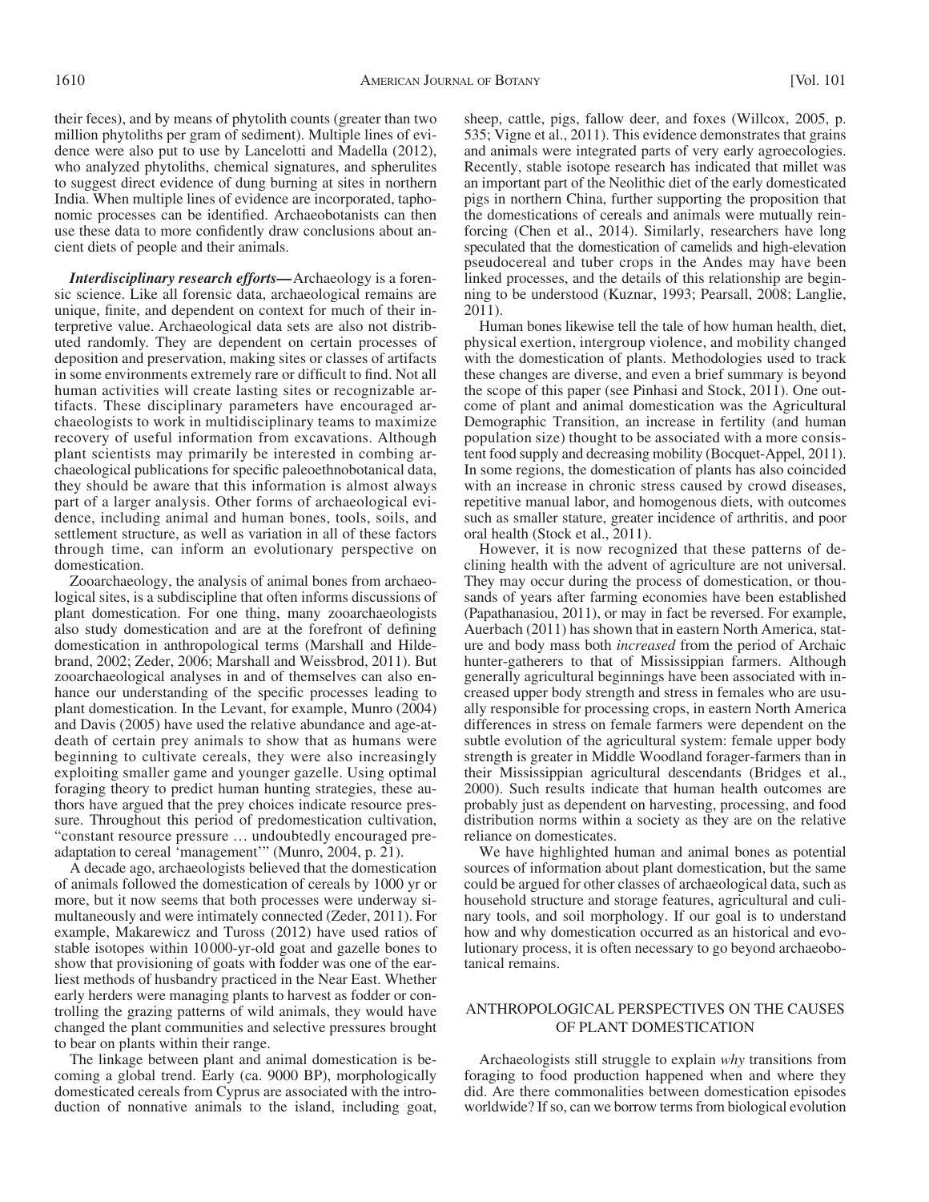their feces), and by means of phytolith counts (greater than two million phytoliths per gram of sediment). Multiple lines of evidence were also put to use by Lancelotti and Madella (2012), who analyzed phytoliths, chemical signatures, and spherulites to suggest direct evidence of dung burning at sites in northern India. When multiple lines of evidence are incorporated, taphonomic processes can be identified. Archaeobotanists can then use these data to more confidently draw conclusions about ancient diets of people and their animals.

***Interdisciplinary research efforts—*** Archaeology is a forensic science. Like all forensic data, archaeological remains are unique, finite, and dependent on context for much of their interpretive value. Archaeological data sets are also not distributed randomly. They are dependent on certain processes of deposition and preservation, making sites or classes of artifacts in some environments extremely rare or difficult to find. Not all human activities will create lasting sites or recognizable artifacts. These disciplinary parameters have encouraged archaeologists to work in multidisciplinary teams to maximize recovery of useful information from excavations. Although plant scientists may primarily be interested in combing archaeological publications for specific paleoethnobotanical data, they should be aware that this information is almost always part of a larger analysis. Other forms of archaeological evidence, including animal and human bones, tools, soils, and settlement structure, as well as variation in all of these factors through time, can inform an evolutionary perspective on domestication.

Zooarchaeology, the analysis of animal bones from archaeological sites, is a subdiscipline that often informs discussions of plant domestication. For one thing, many zooarchaeologists also study domestication and are at the forefront of defining domestication in anthropological terms (Marshall and Hildebrand, 2002; Zeder, 2006; Marshall and Weissbrod, 2011). But zooarchaeological analyses in and of themselves can also enhance our understanding of the specific processes leading to plant domestication. In the Levant, for example, Munro (2004) and Davis (2005) have used the relative abundance and age-at-death of certain prey animals to show that as humans were beginning to cultivate cereals, they were also increasingly exploiting smaller game and younger gazelle. Using optimal foraging theory to predict human hunting strategies, these authors have argued that the prey choices indicate resource pressure. Throughout this period of predomestication cultivation, "constant resource pressure … undoubtedly encouraged preadaptation to cereal 'management'" (Munro, 2004, p. 21).

A decade ago, archaeologists believed that the domestication of animals followed the domestication of cereals by 1000 yr or more, but it now seems that both processes were underway simultaneously and were intimately connected (Zeder, 2011). For example, Makarewicz and Tuross (2012) have used ratios of stable isotopes within 10 000-yr-old goat and gazelle bones to show that provisioning of goats with fodder was one of the earliest methods of husbandry practiced in the Near East. Whether early herders were managing plants to harvest as fodder or controlling the grazing patterns of wild animals, they would have changed the plant communities and selective pressures brought to bear on plants within their range.

The linkage between plant and animal domestication is becoming a global trend. Early (ca. 9000 BP), morphologically domesticated cereals from Cyprus are associated with the introduction of nonnative animals to the island, including goat, sheep, cattle, pigs, fallow deer, and foxes (Willcox, 2005, p. 535; Vigne et al., 2011). This evidence demonstrates that grains and animals were integrated parts of very early agroecologies. Recently, stable isotope research has indicated that millet was an important part of the Neolithic diet of the early domesticated pigs in northern China, further supporting the proposition that the domestications of cereals and animals were mutually reinforcing (Chen et al., 2014). Similarly, researchers have long speculated that the domestication of camelids and high-elevation pseudocereal and tuber crops in the Andes may have been linked processes, and the details of this relationship are beginning to be understood (Kuznar, 1993; Pearsall, 2008; Langlie, 2011).

Human bones likewise tell the tale of how human health, diet, physical exertion, intergroup violence, and mobility changed with the domestication of plants. Methodologies used to track these changes are diverse, and even a brief summary is beyond the scope of this paper (see Pinhasi and Stock, 2011). One outcome of plant and animal domestication was the Agricultural Demographic Transition, an increase in fertility (and human population size) thought to be associated with a more consistent food supply and decreasing mobility (Bocquet-Appel, 2011). In some regions, the domestication of plants has also coincided with an increase in chronic stress caused by crowd diseases, repetitive manual labor, and homogenous diets, with outcomes such as smaller stature, greater incidence of arthritis, and poor oral health (Stock et al., 2011).

However, it is now recognized that these patterns of declining health with the advent of agriculture are not universal. They may occur during the process of domestication, or thousands of years after farming economies have been established (Papathanasiou, 2011), or may in fact be reversed. For example, Auerbach (2011) has shown that in eastern North America, stature and body mass both *increased* from the period of Archaic hunter-gatherers to that of Mississippian farmers. Although generally agricultural beginnings have been associated with increased upper body strength and stress in females who are usually responsible for processing crops, in eastern North America differences in stress on female farmers were dependent on the subtle evolution of the agricultural system: female upper body strength is greater in Middle Woodland forager-farmers than in their Mississippian agricultural descendants (Bridges et al., 2000). Such results indicate that human health outcomes are probably just as dependent on harvesting, processing, and food distribution norms within a society as they are on the relative reliance on domesticates.

We have highlighted human and animal bones as potential sources of information about plant domestication, but the same could be argued for other classes of archaeological data, such as household structure and storage features, agricultural and culinary tools, and soil morphology. If our goal is to understand how and why domestication occurred as an historical and evolutionary process, it is often necessary to go beyond archaeobotanical remains.

## ANTHROPOLOGICAL PERSPECTIVES ON THE CAUSES OF PLANT DOMESTICATION

Archaeologists still struggle to explain *why* transitions from foraging to food production happened when and where they did. Are there commonalities between domestication episodes worldwide? If so, can we borrow terms from biological evolution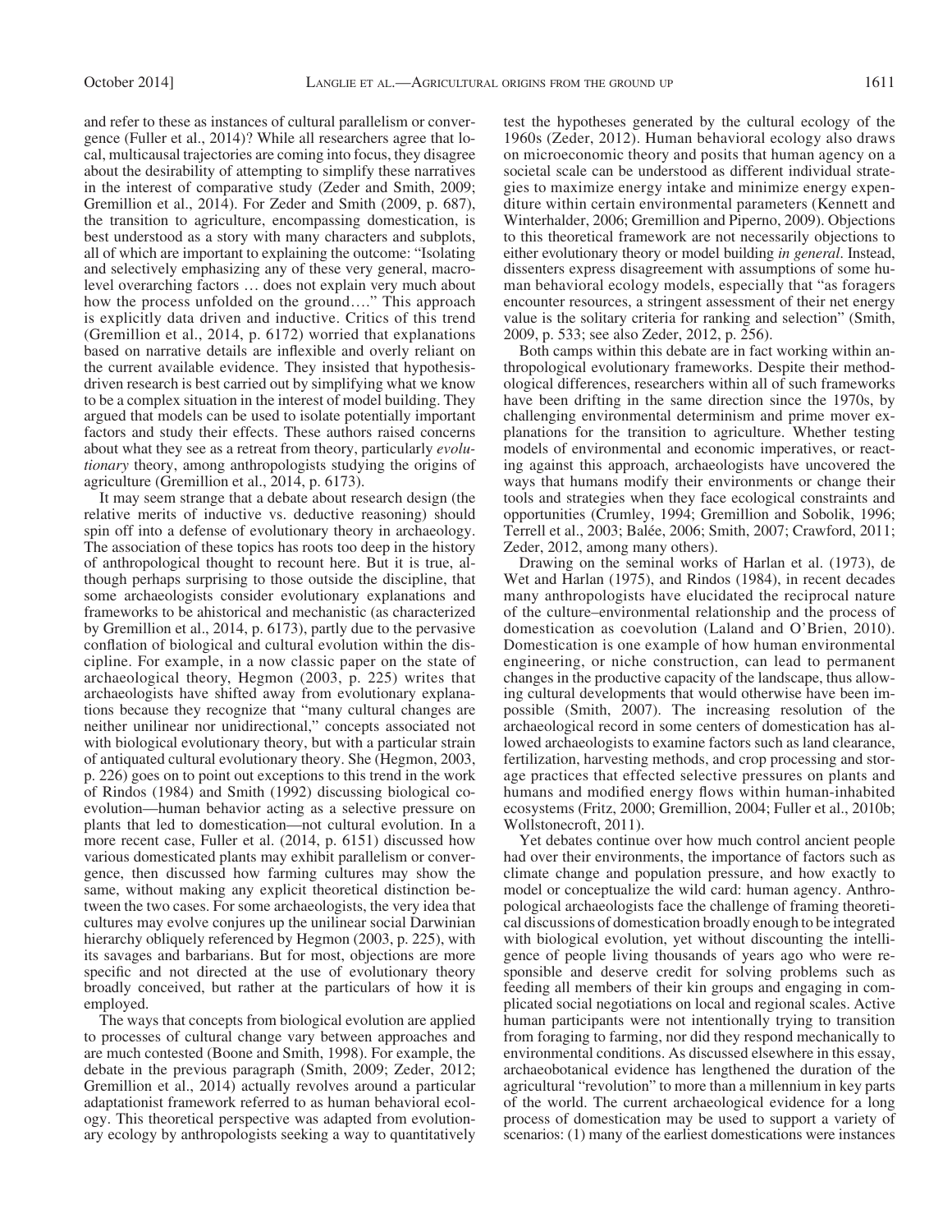and refer to these as instances of cultural parallelism or convergence (Fuller et al., 2014)? While all researchers agree that local, multicausal trajectories are coming into focus, they disagree about the desirability of attempting to simplify these narratives in the interest of comparative study (Zeder and Smith, 2009; Gremillion et al., 2014). For Zeder and Smith (2009, p. 687), the transition to agriculture, encompassing domestication, is best understood as a story with many characters and subplots, all of which are important to explaining the outcome: "Isolating and selectively emphasizing any of these very general, macro-level overarching factors … does not explain very much about how the process unfolded on the ground…." This approach is explicitly data driven and inductive. Critics of this trend (Gremillion et al., 2014, p. 6172) worried that explanations based on narrative details are inflexible and overly reliant on the current available evidence. They insisted that hypothesis-driven research is best carried out by simplifying what we know to be a complex situation in the interest of model building. They argued that models can be used to isolate potentially important factors and study their effects. These authors raised concerns about what they see as a retreat from theory, particularly *evolutionary* theory, among anthropologists studying the origins of agriculture (Gremillion et al., 2014, p. 6173).

It may seem strange that a debate about research design (the relative merits of inductive vs. deductive reasoning) should spin off into a defense of evolutionary theory in archaeology. The association of these topics has roots too deep in the history of anthropological thought to recount here. But it is true, although perhaps surprising to those outside the discipline, that some archaeologists consider evolutionary explanations and frameworks to be ahistorical and mechanistic (as characterized by Gremillion et al., 2014, p. 6173), partly due to the pervasive conflation of biological and cultural evolution within the discipline. For example, in a now classic paper on the state of archaeological theory, Hegmon (2003, p. 225) writes that archaeologists have shifted away from evolutionary explanations because they recognize that "many cultural changes are neither unilinear nor unidirectional," concepts associated not with biological evolutionary theory, but with a particular strain of antiquated cultural evolutionary theory. She (Hegmon, 2003, p. 226) goes on to point out exceptions to this trend in the work of Rindos (1984) and Smith (1992) discussing biological coevolution—human behavior acting as a selective pressure on plants that led to domestication—not cultural evolution. In a more recent case, Fuller et al. (2014, p. 6151) discussed how various domesticated plants may exhibit parallelism or convergence, then discussed how farming cultures may show the same, without making any explicit theoretical distinction between the two cases. For some archaeologists, the very idea that cultures may evolve conjures up the unilinear social Darwinian hierarchy obliquely referenced by Hegmon (2003, p. 225), with its savages and barbarians. But for most, objections are more specific and not directed at the use of evolutionary theory broadly conceived, but rather at the particulars of how it is employed.

The ways that concepts from biological evolution are applied to processes of cultural change vary between approaches and are much contested (Boone and Smith, 1998). For example, the debate in the previous paragraph (Smith, 2009; Zeder, 2012; Gremillion et al., 2014) actually revolves around a particular adaptationist framework referred to as human behavioral ecology. This theoretical perspective was adapted from evolutionary ecology by anthropologists seeking a way to quantitatively test the hypotheses generated by the cultural ecology of the 1960s (Zeder, 2012). Human behavioral ecology also draws on microeconomic theory and posits that human agency on a societal scale can be understood as different individual strategies to maximize energy intake and minimize energy expenditure within certain environmental parameters (Kennett and Winterhalder, 2006; Gremillion and Piperno, 2009). Objections to this theoretical framework are not necessarily objections to either evolutionary theory or model building *in general*. Instead, dissenters express disagreement with assumptions of some human behavioral ecology models, especially that "as foragers encounter resources, a stringent assessment of their net energy value is the solitary criteria for ranking and selection" (Smith, 2009, p. 533; see also Zeder, 2012, p. 256).

Both camps within this debate are in fact working within anthropological evolutionary frameworks. Despite their methodological differences, researchers within all of such frameworks have been drifting in the same direction since the 1970s, by challenging environmental determinism and prime mover explanations for the transition to agriculture. Whether testing models of environmental and economic imperatives, or reacting against this approach, archaeologists have uncovered the ways that humans modify their environments or change their tools and strategies when they face ecological constraints and opportunities (Crumley, 1994; Gremillion and Sobolik, 1996; Terrell et al., 2003; Balée, 2006; Smith, 2007; Crawford, 2011; Zeder, 2012, among many others).

Drawing on the seminal works of Harlan et al. (1973), de Wet and Harlan (1975), and Rindos (1984), in recent decades many anthropologists have elucidated the reciprocal nature of the culture–environmental relationship and the process of domestication as coevolution (Laland and O'Brien, 2010). Domestication is one example of how human environmental engineering, or niche construction, can lead to permanent changes in the productive capacity of the landscape, thus allowing cultural developments that would otherwise have been impossible (Smith, 2007). The increasing resolution of the archaeological record in some centers of domestication has allowed archaeologists to examine factors such as land clearance, fertilization, harvesting methods, and crop processing and storage practices that effected selective pressures on plants and humans and modified energy flows within human-inhabited ecosystems (Fritz, 2000; Gremillion, 2004; Fuller et al., 2010b; Wollstonecroft, 2011).

Yet debates continue over how much control ancient people had over their environments, the importance of factors such as climate change and population pressure, and how exactly to model or conceptualize the wild card: human agency. Anthropological archaeologists face the challenge of framing theoretical discussions of domestication broadly enough to be integrated with biological evolution, yet without discounting the intelligence of people living thousands of years ago who were responsible and deserve credit for solving problems such as feeding all members of their kin groups and engaging in complicated social negotiations on local and regional scales. Active human participants were not intentionally trying to transition from foraging to farming, nor did they respond mechanically to environmental conditions. As discussed elsewhere in this essay, archaeobotanical evidence has lengthened the duration of the agricultural "revolution" to more than a millennium in key parts of the world. The current archaeological evidence for a long process of domestication may be used to support a variety of scenarios: (1) many of the earliest domestications were instances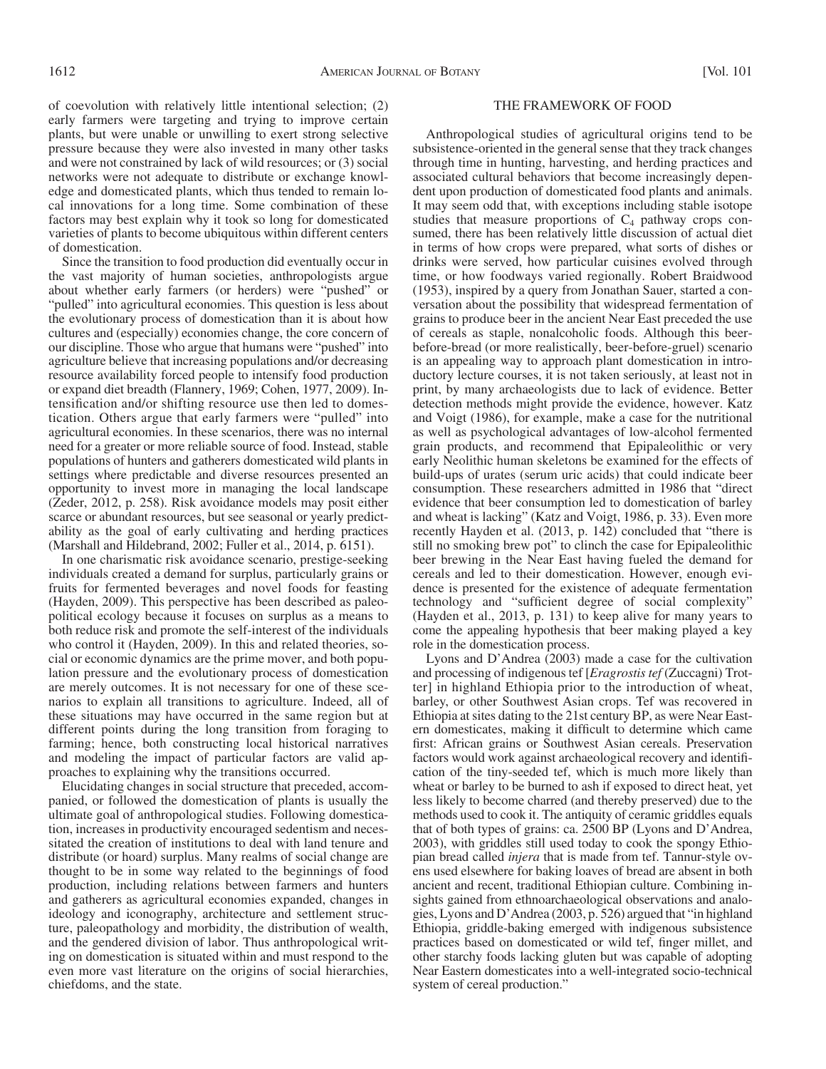of coevolution with relatively little intentional selection; (2) early farmers were targeting and trying to improve certain plants, but were unable or unwilling to exert strong selective pressure because they were also invested in many other tasks and were not constrained by lack of wild resources; or (3) social networks were not adequate to distribute or exchange knowledge and domesticated plants, which thus tended to remain local innovations for a long time. Some combination of these factors may best explain why it took so long for domesticated varieties of plants to become ubiquitous within different centers of domestication.

Since the transition to food production did eventually occur in the vast majority of human societies, anthropologists argue about whether early farmers (or herders) were "pushed" or "pulled" into agricultural economies. This question is less about the evolutionary process of domestication than it is about how cultures and (especially) economies change, the core concern of our discipline. Those who argue that humans were "pushed" into agriculture believe that increasing populations and/or decreasing resource availability forced people to intensify food production or expand diet breadth (Flannery, 1969; Cohen, 1977, 2009). Intensification and/or shifting resource use then led to domestication. Others argue that early farmers were "pulled" into agricultural economies. In these scenarios, there was no internal need for a greater or more reliable source of food. Instead, stable populations of hunters and gatherers domesticated wild plants in settings where predictable and diverse resources presented an opportunity to invest more in managing the local landscape (Zeder, 2012, p. 258). Risk avoidance models may posit either scarce or abundant resources, but see seasonal or yearly predictability as the goal of early cultivating and herding practices (Marshall and Hildebrand, 2002; Fuller et al., 2014, p. 6151).

In one charismatic risk avoidance scenario, prestige-seeking individuals created a demand for surplus, particularly grains or fruits for fermented beverages and novel foods for feasting (Hayden, 2009). This perspective has been described as paleopolitical ecology because it focuses on surplus as a means to both reduce risk and promote the self-interest of the individuals who control it (Hayden, 2009). In this and related theories, social or economic dynamics are the prime mover, and both population pressure and the evolutionary process of domestication are merely outcomes. It is not necessary for one of these scenarios to explain all transitions to agriculture. Indeed, all of these situations may have occurred in the same region but at different points during the long transition from foraging to farming; hence, both constructing local historical narratives and modeling the impact of particular factors are valid approaches to explaining why the transitions occurred.

Elucidating changes in social structure that preceded, accompanied, or followed the domestication of plants is usually the ultimate goal of anthropological studies. Following domestication, increases in productivity encouraged sedentism and necessitated the creation of institutions to deal with land tenure and distribute (or hoard) surplus. Many realms of social change are thought to be in some way related to the beginnings of food production, including relations between farmers and hunters and gatherers as agricultural economies expanded, changes in ideology and iconography, architecture and settlement structure, paleopathology and morbidity, the distribution of wealth, and the gendered division of labor. Thus anthropological writing on domestication is situated within and must respond to the even more vast literature on the origins of social hierarchies, chiefdoms, and the state.

## THE FRAMEWORK OF FOOD

Anthropological studies of agricultural origins tend to be subsistence-oriented in the general sense that they track changes through time in hunting, harvesting, and herding practices and associated cultural behaviors that become increasingly dependent upon production of domesticated food plants and animals. It may seem odd that, with exceptions including stable isotope studies that measure proportions of $C_4$ pathway crops consumed, there has been relatively little discussion of actual diet in terms of how crops were prepared, what sorts of dishes or drinks were served, how particular cuisines evolved through time, or how foodways varied regionally. Robert Braidwood (1953), inspired by a query from Jonathan Sauer, started a conversation about the possibility that widespread fermentation of grains to produce beer in the ancient Near East preceded the use of cereals as staple, nonalcoholic foods. Although this beer-before-bread (or more realistically, beer-before-gruel) scenario is an appealing way to approach plant domestication in introductory lecture courses, it is not taken seriously, at least not in print, by many archaeologists due to lack of evidence. Better detection methods might provide the evidence, however. Katz and Voigt (1986), for example, make a case for the nutritional as well as psychological advantages of low-alcohol fermented grain products, and recommend that Epipaleolithic or very early Neolithic human skeletons be examined for the effects of build-ups of urates (serum uric acids) that could indicate beer consumption. These researchers admitted in 1986 that "direct evidence that beer consumption led to domestication of barley and wheat is lacking" (Katz and Voigt, 1986, p. 33). Even more recently Hayden et al. (2013, p. 142) concluded that "there is still no smoking brew pot" to clinch the case for Epipaleolithic beer brewing in the Near East having fueled the demand for cereals and led to their domestication. However, enough evidence is presented for the existence of adequate fermentation technology and "sufficient degree of social complexity" (Hayden et al., 2013, p. 131) to keep alive for many years to come the appealing hypothesis that beer making played a key role in the domestication process.

Lyons and D'Andrea (2003) made a case for the cultivation and processing of indigenous tef [*Eragrostis tef* (Zuccagni) Trotter] in highland Ethiopia prior to the introduction of wheat, barley, or other Southwest Asian crops. Tef was recovered in Ethiopia at sites dating to the 21st century BP, as were Near Eastern domesticates, making it difficult to determine which came first: African grains or Southwest Asian cereals. Preservation factors would work against archaeological recovery and identification of the tiny-seeded tef, which is much more likely than wheat or barley to be burned to ash if exposed to direct heat, yet less likely to become charred (and thereby preserved) due to the methods used to cook it. The antiquity of ceramic griddles equals that of both types of grains: ca. 2500 BP (Lyons and D'Andrea, 2003), with griddles still used today to cook the spongy Ethiopian bread called *injera* that is made from tef. Tannur-style ovens used elsewhere for baking loaves of bread are absent in both ancient and recent, traditional Ethiopian culture. Combining insights gained from ethnoarchaeological observations and analogies, Lyons and D'Andrea (2003, p. 526) argued that "in highland Ethiopia, griddle-baking emerged with indigenous subsistence practices based on domesticated or wild tef, finger millet, and other starchy foods lacking gluten but was capable of adopting Near Eastern domesticates into a well-integrated socio-technical system of cereal production."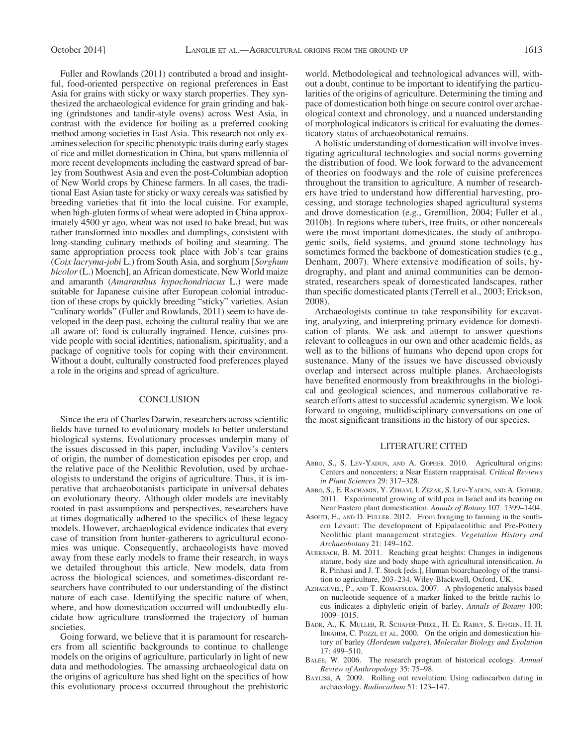Fuller and Rowlands (2011) contributed a broad and insightful, food-oriented perspective on regional preferences in East Asia for grains with sticky or waxy starch properties. They synthesized the archaeological evidence for grain grinding and baking (grindstones and tandir-style ovens) across West Asia, in contrast with the evidence for boiling as a preferred cooking method among societies in East Asia. This research not only examines selection for specific phenotypic traits during early stages of rice and millet domestication in China, but spans millennia of more recent developments including the eastward spread of barley from Southwest Asia and even the post-Columbian adoption of New World crops by Chinese farmers. In all cases, the traditional East Asian taste for sticky or waxy cereals was satisfied by breeding varieties that fit into the local cuisine. For example, when high-gluten forms of wheat were adopted in China approximately 4500 yr ago, wheat was not used to bake bread, but was rather transformed into noodles and dumplings, consistent with long-standing culinary methods of boiling and steaming. The same appropriation process took place with Job's tear grains (*Coix lacryma-jobi* L.) from South Asia, and sorghum [*Sorghum bicolor* (L.) Moench], an African domesticate. New World maize and amaranth (*Amaranthus hypochondriacus* L.) were made suitable for Japanese cuisine after European colonial introduction of these crops by quickly breeding "sticky" varieties. Asian "culinary worlds" (Fuller and Rowlands, 2011) seem to have developed in the deep past, echoing the cultural reality that we are all aware of: food is culturally ingrained. Hence, cuisines provide people with social identities, nationalism, spirituality, and a package of cognitive tools for coping with their environment. Without a doubt, culturally constructed food preferences played a role in the origins and spread of agriculture.

## CONCLUSION

Since the era of Charles Darwin, researchers across scientific fields have turned to evolutionary models to better understand biological systems. Evolutionary processes underpin many of the issues discussed in this paper, including Vavilov's centers of origin, the number of domestication episodes per crop, and the relative pace of the Neolithic Revolution, used by archaeologists to understand the origins of agriculture. Thus, it is imperative that archaeobotanists participate in universal debates on evolutionary theory. Although older models are inevitably rooted in past assumptions and perspectives, researchers have at times dogmatically adhered to the specifics of these legacy models. However, archaeological evidence indicates that every case of transition from hunter-gatherers to agricultural economies was unique. Consequently, archaeologists have moved away from these early models to frame their research, in ways we detailed throughout this article. New models, data from across the biological sciences, and sometimes-discordant researchers have contributed to our understanding of the distinct nature of each case. Identifying the specific nature of when, where, and how domestication occurred will undoubtedly elucidate how agriculture transformed the trajectory of human societies.

Going forward, we believe that it is paramount for researchers from all scientific backgrounds to continue to challenge models on the origins of agriculture, particularly in light of new data and methodologies. The amassing archaeological data on the origins of agriculture has shed light on the specifics of how this evolutionary process occurred throughout the prehistoric world. Methodological and technological advances will, without a doubt, continue to be important to identifying the particularities of the origins of agriculture. Determining the timing and pace of domestication both hinge on secure control over archaeological context and chronology, and a nuanced understanding of morphological indicators is critical for evaluating the domesticatory status of archaeobotanical remains.

A holistic understanding of domestication will involve investigating agricultural technologies and social norms governing the distribution of food. We look forward to the advancement of theories on foodways and the role of cuisine preferences throughout the transition to agriculture. A number of researchers have tried to understand how differential harvesting, processing, and storage technologies shaped agricultural systems and drove domestication (e.g., Gremillion, 2004; Fuller et al., 2010b). In regions where tubers, tree fruits, or other noncereals were the most important domesticates, the study of anthropogenic soils, field systems, and ground stone technology has sometimes formed the backbone of domestication studies (e.g., Denham, 2007). Where extensive modification of soils, hydrography, and plant and animal communities can be demonstrated, researchers speak of domesticated landscapes, rather than specific domesticated plants (Terrell et al., 2003; Erickson, 2008).

Archaeologists continue to take responsibility for excavating, analyzing, and interpreting primary evidence for domestication of plants. We ask and attempt to answer questions relevant to colleagues in our own and other academic fields, as well as to the billions of humans who depend upon crops for sustenance. Many of the issues we have discussed obviously overlap and intersect across multiple planes. Archaeologists have benefited enormously from breakthroughs in the biological and geological sciences, and numerous collaborative research efforts attest to successful academic synergism. We look forward to ongoing, multidisciplinary conversations on one of the most significant transitions in the history of our species.

## LITERATURE CITED

Abbo, S., S. Lev-Yadun, and A. Gopher. 2010. Agricultural origins: Centers and noncenters; a Near Eastern reappraisal. *Critical Reviews in Plant Sciences* 29: 317–328.

Abbo, S., E. Rachamin, Y. Zehavi, I. Zezak, S. Lev-Yadun, and A. Gopher. 2011. Experimental growing of wild pea in Israel and its bearing on Near Eastern plant domestication. *Annals of Botany* 107: 1399–1404.

Asouti, E., and D. Fuller. 2012. From foraging to farming in the southern Levant: The development of Epipalaeolithic and Pre-Pottery Neolithic plant management strategies. *Vegetation History and Archaeobotany* 21: 149–162.

Auerbach, B. M. 2011. Reaching great heights: Changes in indigenous stature, body size and body shape with agricultural intensification. *In* R. Pinhasi and J. T. Stock [eds.], Human bioarchaeology of the transition to agriculture, 203–234. Wiley-Blackwell, Oxford, UK.

Azhaguvel, P., and T. Komatsuda. 2007. A phylogenetic analysis based on nucleotide sequence of a marker linked to the brittle rachis locus indicates a diphyletic origin of barley. *Annals of Botany* 100: 1009–1015.

Badr, A., K. Muller, R. Schafer-Pregl, H. El Rabey, S. Effgen, H. H. Ibrahim, C. Pozzi, et al. 2000. On the origin and domestication history of barley (*Hordeum vulgare*). *Molecular Biology and Evolution* 17: 499–510.

Balée, W. 2006. The research program of historical ecology. *Annual Review of Anthropology* 35: 75–98.

Bayliss, A. 2009. Rolling out revolution: Using radiocarbon dating in archaeology. *Radiocarbon* 51: 123–147.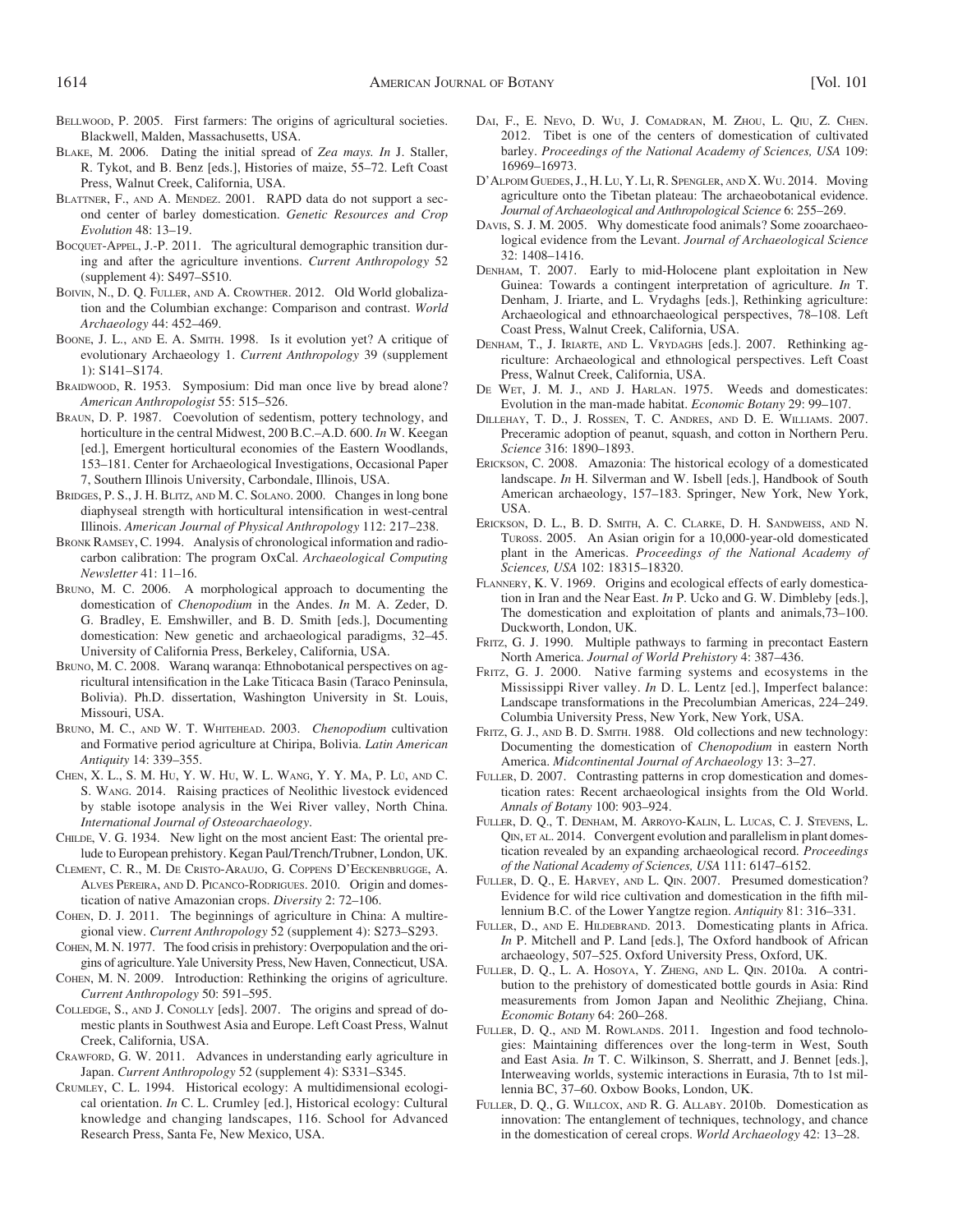Bellwood, P. 2005. First farmers: The origins of agricultural societies. Blackwell, Malden, Massachusetts, USA.

Blake, M. 2006. Dating the initial spread of *Zea mays. In* J. Staller, R. Tykot, and B. Benz [eds.], Histories of maize, 55–72. Left Coast Press, Walnut Creek, California, USA.

Blattner, F., and A. Mendez. 2001. RAPD data do not support a second center of barley domestication. *Genetic Resources and Crop Evolution* 48: 13–19.

Bocquet-Appel, J.-P. 2011. The agricultural demographic transition during and after the agriculture inventions. *Current Anthropology* 52 (supplement 4): S497–S510.

Boivin, N., D. Q. Fuller, and A. Crowther. 2012. Old World globalization and the Columbian exchange: Comparison and contrast. *World Archaeology* 44: 452–469.

Boone, J. L., and E. A. Smith. 1998. Is it evolution yet? A critique of evolutionary Archaeology 1. *Current Anthropology* 39 (supplement 1): S141–S174.

Braidwood, R. 1953. Symposium: Did man once live by bread alone? *American Anthropologist* 55: 515–526.

Braun, D. P. 1987. Coevolution of sedentism, pottery technology, and horticulture in the central Midwest, 200 B.C.–A.D. 600. *In* W. Keegan [ed.], Emergent horticultural economies of the Eastern Woodlands, 153–181. Center for Archaeological Investigations, Occasional Paper 7, Southern Illinois University, Carbondale, Illinois, USA.

Bridges, P. S., J. H. Blitz, and M. C. Solano. 2000. Changes in long bone diaphyseal strength with horticultural intensification in west-central Illinois. *American Journal of Physical Anthropology* 112: 217–238.

Bronk Ramsey, C. 1994. Analysis of chronological information and radiocarbon calibration: The program OxCal. *Archaeological Computing Newsletter* 41: 11–16.

Bruno, M. C. 2006. A morphological approach to documenting the domestication of *Chenopodium* in the Andes. *In* M. A. Zeder, D. G. Bradley, E. Emshwiller, and B. D. Smith [eds.], Documenting domestication: New genetic and archaeological paradigms, 32–45. University of California Press, Berkeley, California, USA.

Bruno, M. C. 2008. Waranq waranqa: Ethnobotanical perspectives on agricultural intensification in the Lake Titicaca Basin (Taraco Peninsula, Bolivia). Ph.D. dissertation, Washington University in St. Louis, Missouri, USA.

Bruno, M. C., and W. T. Whitehead. 2003. *Chenopodium* cultivation and Formative period agriculture at Chiripa, Bolivia. *Latin American Antiquity* 14: 339–355.

Chen, X. L., S. M. Hu, Y. W. Hu, W. L. Wang, Y. Y. Ma, P. Lü, and C. S. Wang. 2014. Raising practices of Neolithic livestock evidenced by stable isotope analysis in the Wei River valley, North China. *International Journal of Osteoarchaeology*.

Childe, V. G. 1934. New light on the most ancient East: The oriental prelude to European prehistory. Kegan Paul/Trench/Trubner, London, UK.

Clement, C. R., M. De Cristo-Araujo, G. Coppens D'Eeckenbrugge, A. Alves Pereira, and D. Picanco-Rodrigues. 2010. Origin and domestication of native Amazonian crops. *Diversity* 2: 72–106.

Cohen, D. J. 2011. The beginnings of agriculture in China: A multiregional view. *Current Anthropology* 52 (supplement 4): S273–S293.

Cohen, M. N. 1977. The food crisis in prehistory: Overpopulation and the origins of agriculture. Yale University Press, New Haven, Connecticut, USA.

Cohen, M. N. 2009. Introduction: Rethinking the origins of agriculture. *Current Anthropology* 50: 591–595.

Colledge, S., and J. Conolly [eds]. 2007. The origins and spread of domestic plants in Southwest Asia and Europe. Left Coast Press, Walnut Creek, California, USA.

Crawford, G. W. 2011. Advances in understanding early agriculture in Japan. *Current Anthropology* 52 (supplement 4): S331–S345.

Crumley, C. L. 1994. Historical ecology: A multidimensional ecological orientation. *In* C. L. Crumley [ed.], Historical ecology: Cultural knowledge and changing landscapes, 116. School for Advanced Research Press, Santa Fe, New Mexico, USA.

Dai, F., E. Nevo, D. Wu, J. Comadran, M. Zhou, L. Qiu, Z. Chen. 2012. Tibet is one of the centers of domestication of cultivated barley. *Proceedings of the National Academy of Sciences, USA* 109: 16969–16973.

D'Alpoim Guedes, J., H. Lu, Y. Li, R. Spengler, and X. Wu. 2014. Moving agriculture onto the Tibetan plateau: The archaeobotanical evidence. *Journal of Archaeological and Anthropological Science* 6: 255–269.

Davis, S. J. M. 2005. Why domesticate food animals? Some zooarchaeological evidence from the Levant. *Journal of Archaeological Science* 32: 1408–1416.

Denham, T. 2007. Early to mid-Holocene plant exploitation in New Guinea: Towards a contingent interpretation of agriculture. *In* T. Denham, J. Iriarte, and L. Vrydaghs [eds.], Rethinking agriculture: Archaeological and ethnoarchaeological perspectives, 78–108. Left Coast Press, Walnut Creek, California, USA.

Denham, T., J. Iriarte, and L. Vrydaghs [eds.]. 2007. Rethinking agriculture: Archaeological and ethnological perspectives. Left Coast Press, Walnut Creek, California, USA.

De Wet, J. M. J., and J. Harlan. 1975. Weeds and domesticates: Evolution in the man-made habitat. *Economic Botany* 29: 99–107.

Dillehay, T. D., J. Rossen, T. C. Andres, and D. E. Williams. 2007. Preceramic adoption of peanut, squash, and cotton in Northern Peru. *Science* 316: 1890–1893.

Erickson, C. 2008. Amazonia: The historical ecology of a domesticated landscape. *In* H. Silverman and W. Isbell [eds.], Handbook of South American archaeology, 157–183. Springer, New York, New York, USA.

Erickson, D. L., B. D. Smith, A. C. Clarke, D. H. Sandweiss, and N. Tuross. 2005. An Asian origin for a 10,000-year-old domesticated plant in the Americas. *Proceedings of the National Academy of Sciences, USA* 102: 18315–18320.

Flannery, K. V. 1969. Origins and ecological effects of early domestication in Iran and the Near East. *In* P. Ucko and G. W. Dimbleby [eds.], The domestication and exploitation of plants and animals,73–100. Duckworth, London, UK.

Fritz, G. J. 1990. Multiple pathways to farming in precontact Eastern North America. *Journal of World Prehistory* 4: 387–436.

Fritz, G. J. 2000. Native farming systems and ecosystems in the Mississippi River valley. *In* D. L. Lentz [ed.], Imperfect balance: Landscape transformations in the Precolumbian Americas, 224–249. Columbia University Press, New York, New York, USA.

Fritz, G. J., and B. D. Smith. 1988. Old collections and new technology: Documenting the domestication of *Chenopodium* in eastern North America. *Midcontinental Journal of Archaeology* 13: 3–27.

Fuller, D. 2007. Contrasting patterns in crop domestication and domestication rates: Recent archaeological insights from the Old World. *Annals of Botany* 100: 903–924.

Fuller, D. Q., T. Denham, M. Arroyo-Kalin, L. Lucas, C. J. Stevens, L. Qin, et al. 2014. Convergent evolution and parallelism in plant domestication revealed by an expanding archaeological record. *Proceedings of the National Academy of Sciences, USA* 111: 6147–6152.

Fuller, D. Q., E. Harvey, and L. Qin. 2007. Presumed domestication? Evidence for wild rice cultivation and domestication in the fifth millennium B.C. of the Lower Yangtze region. *Antiquity* 81: 316–331.

Fuller, D., and E. Hildebrand. 2013. Domesticating plants in Africa. *In* P. Mitchell and P. Land [eds.], The Oxford handbook of African archaeology, 507–525. Oxford University Press, Oxford, UK.

Fuller, D. Q., L. A. Hosoya, Y. Zheng, and L. Qin. 2010a. A contribution to the prehistory of domesticated bottle gourds in Asia: Rind measurements from Jomon Japan and Neolithic Zhejiang, China. *Economic Botany* 64: 260–268.

Fuller, D. Q., and M. Rowlands. 2011. Ingestion and food technologies: Maintaining differences over the long-term in West, South and East Asia. *In* T. C. Wilkinson, S. Sherratt, and J. Bennet [eds.], Interweaving worlds, systemic interactions in Eurasia, 7th to 1st millennia BC, 37–60. Oxbow Books, London, UK.

Fuller, D. Q., G. Willcox, and R. G. Allaby. 2010b. Domestication as innovation: The entanglement of techniques, technology, and chance in the domestication of cereal crops. *World Archaeology* 42: 13–28.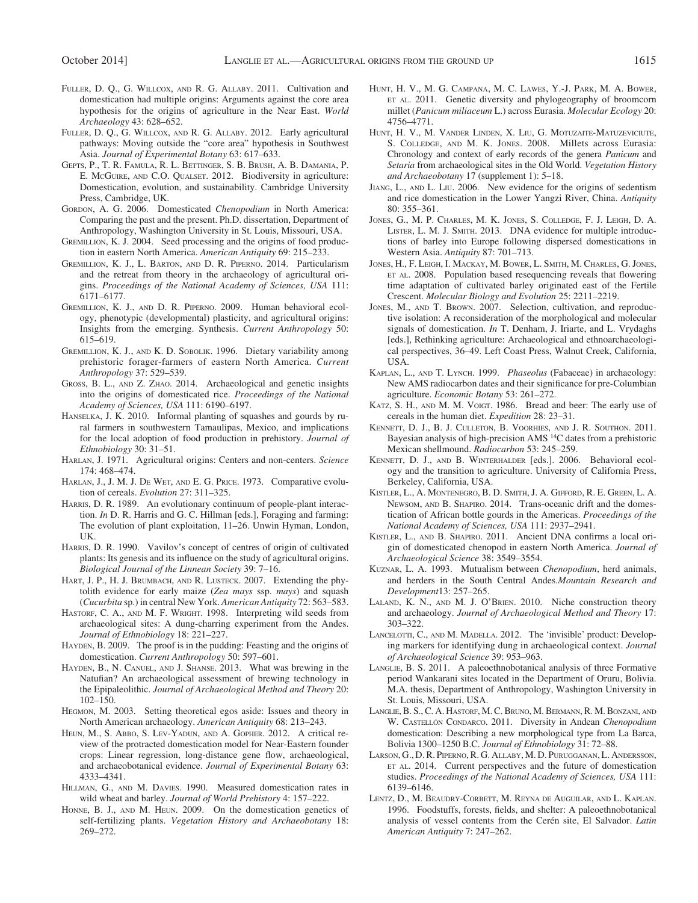Fuller, D. Q., G. Willcox, and R. G. Allaby. 2011. Cultivation and domestication had multiple origins: Arguments against the core area hypothesis for the origins of agriculture in the Near East. *World Archaeology* 43: 628–652.

Fuller, D. Q., G. Willcox, and R. G. Allaby. 2012. Early agricultural pathways: Moving outside the "core area" hypothesis in Southwest Asia. *Journal of Experimental Botany* 63: 617–633.

Gepts, P., T. R. Famula, R. L. Bettinger, S. B. Brush, A. B. Damania, P. E. McGuire, and C.O. Qualset. 2012. Biodiversity in agriculture: Domestication, evolution, and sustainability. Cambridge University Press, Cambridge, UK.

Gordon, A. G. 2006. Domesticated *Chenopodium* in North America: Comparing the past and the present. Ph.D. dissertation, Department of Anthropology, Washington University in St. Louis, Missouri, USA.

Gremillion, K. J. 2004. Seed processing and the origins of food production in eastern North America. *American Antiquity* 69: 215–233.

Gremillion, K. J., L. Barton, and D. R. Piperno. 2014. Particularism and the retreat from theory in the archaeology of agricultural origins. *Proceedings of the National Academy of Sciences, USA* 111: 6171–6177.

Gremillion, K. J., and D. R. Piperno. 2009. Human behavioral ecology, phenotypic (developmental) plasticity, and agricultural origins: Insights from the emerging. Synthesis. *Current Anthropology* 50: 615–619.

Gremillion, K. J., and K. D. Sobolik. 1996. Dietary variability among prehistoric forager-farmers of eastern North America. *Current Anthropology* 37: 529–539.

Gross, B. L., and Z. Zhao. 2014. Archaeological and genetic insights into the origins of domesticated rice. *Proceedings of the National Academy of Sciences, USA* 111: 6190–6197.

Hanselka, J. K. 2010. Informal planting of squashes and gourds by rural farmers in southwestern Tamaulipas, Mexico, and implications for the local adoption of food production in prehistory. *Journal of Ethnobiology* 30: 31–51.

Harlan, J. 1971. Agricultural origins: Centers and non-centers. *Science* 174: 468–474.

Harlan, J., J. M. J. De Wet, and E. G. Price. 1973. Comparative evolution of cereals. *Evolution* 27: 311–325.

Harris, D. R. 1989. An evolutionary continuum of people-plant interaction. *In* D. R. Harris and G. C. Hillman [eds.], Foraging and farming: The evolution of plant exploitation, 11–26. Unwin Hyman, London, UK.

Harris, D. R. 1990. Vavilov's concept of centres of origin of cultivated plants: Its genesis and its influence on the study of agricultural origins. *Biological Journal of the Linnean Society* 39: 7–16.

Hart, J. P., H. J. Brumbach, and R. Lusteck. 2007. Extending the phytolith evidence for early maize (*Zea mays* ssp. *mays*) and squash (*Cucurbita* sp.) in central New York. *American Antiquity* 72: 563–583.

Hastorf, C. A., and M. F. Wright. 1998. Interpreting wild seeds from archaeological sites: A dung-charring experiment from the Andes. *Journal of Ethnobiology* 18: 221–227.

Hayden, B. 2009. The proof is in the pudding: Feasting and the origins of domestication. *Current Anthropology* 50: 597–601.

Hayden, B., N. Canuel, and J. Shanse. 2013. What was brewing in the Natufian? An archaeological assessment of brewing technology in the Epipaleolithic. *Journal of Archaeological Method and Theory* 20: 102–150.

Hegmon, M. 2003. Setting theoretical egos aside: Issues and theory in North American archaeology. *American Antiquity* 68: 213–243.

Heun, M., S. Abbo, S. Lev-Yadun, and A. Gopher. 2012. A critical review of the protracted domestication model for Near-Eastern founder crops: Linear regression, long-distance gene flow, archaeological, and archaeobotanical evidence. *Journal of Experimental Botany* 63: 4333–4341.

Hillman, G., and M. Davies. 1990. Measured domestication rates in wild wheat and barley. *Journal of World Prehistory* 4: 157–222.

Honne, B. J., and M. Heun. 2009. On the domestication genetics of self-fertilizing plants. *Vegetation History and Archaeobotany* 18: 269–272.

Hunt, H. V., M. G. Campana, M. C. Lawes, Y.-J. Park, M. A. Bower, et al. 2011. Genetic diversity and phylogeography of broomcorn millet (*Panicum miliaceum* L.) across Eurasia. *Molecular Ecology* 20: 4756–4771.

Hunt, H. V., M. Vander Linden, X. Liu, G. Motuzaite-Matuzeviciute, S. Colledge, and M. K. Jones. 2008. Millets across Eurasia: Chronology and context of early records of the genera *Panicum* and *Setaria* from archaeological sites in the Old World. *Vegetation History and Archaeobotany* 17 (supplement 1): 5–18.

Jiang, L., and L. Liu. 2006. New evidence for the origins of sedentism and rice domestication in the Lower Yangzi River, China. *Antiquity* 80: 355–361.

Jones, G., M. P. Charles, M. K. Jones, S. Colledge, F. J. Leigh, D. A. Lister, L. M. J. Smith. 2013. DNA evidence for multiple introductions of barley into Europe following dispersed domestications in Western Asia. *Antiquity* 87: 701–713.

Jones, H., F. Leigh, I. Mackay, M. Bower, L. Smith, M. Charles, G. Jones, et al. 2008. Population based resequencing reveals that flowering time adaptation of cultivated barley originated east of the Fertile Crescent. *Molecular Biology and Evolution* 25: 2211–2219.

Jones, M., and T. Brown. 2007. Selection, cultivation, and reproductive isolation: A reconsideration of the morphological and molecular signals of domestication. *In* T. Denham, J. Iriarte, and L. Vrydaghs [eds.], Rethinking agriculture: Archaeological and ethnoarchaeological perspectives, 36–49. Left Coast Press, Walnut Creek, California, USA.

Kaplan, L., and T. Lynch. 1999. *Phaseolus* (Fabaceae) in archaeology: New AMS radiocarbon dates and their significance for pre-Columbian agriculture. *Economic Botany* 53: 261–272.

Katz, S. H., and M. M. Voigt. 1986. Bread and beer: The early use of cereals in the human diet. *Expedition* 28: 23–31.

Kennett, D. J., B. J. Culleton, B. Voorhies, and J. R. Southon. 2011. Bayesian analysis of high-precision AMS $^{14}$C dates from a prehistoric Mexican shellmound. *Radiocarbon* 53: 245–259.

Kennett, D. J., and B. Winterhalder [eds.]. 2006. Behavioral ecology and the transition to agriculture. University of California Press, Berkeley, California, USA.

Kistler, L., A. Montenegro, B. D. Smith, J. A. Gifford, R. E. Green, L. A. Newsom, and B. Shapiro. 2014. Trans-oceanic drift and the domestication of African bottle gourds in the Americas. *Proceedings of the National Academy of Sciences, USA* 111: 2937–2941.

Kistler, L., and B. Shapiro. 2011. Ancient DNA confirms a local origin of domesticated chenopod in eastern North America. *Journal of Archaeological Science* 38: 3549–3554.

Kuznar, L. A. 1993. Mutualism between *Chenopodium*, herd animals, and herders in the South Central Andes.*Mountain Research and Development*13: 257–265.

Laland, K. N., and M. J. O'Brien. 2010. Niche construction theory and archaeology. *Journal of Archaeological Method and Theory* 17: 303–322.

Lancelotti, C., and M. Madella. 2012. The 'invisible' product: Developing markers for identifying dung in archaeological context. *Journal of Archaeological Science* 39: 953–963.

Langlie, B. S. 2011. A paleoethnobotanical analysis of three Formative period Wankarani sites located in the Department of Oruru, Bolivia. M.A. thesis, Department of Anthropology, Washington University in St. Louis, Missouri, USA.

Langlie, B. S., C. A. Hastorf, M. C. Bruno, M. Bermann, R. M. Bonzani, and W. Castellón Condarco. 2011. Diversity in Andean *Chenopodium* domestication: Describing a new morphological type from La Barca, Bolivia 1300–1250 B.C. *Journal of Ethnobiology* 31: 72–88.

Larson, G., D. R. Piperno, R. G. Allaby, M. D. Purugganan, L. Andersson, et al. 2014. Current perspectives and the future of domestication studies. *Proceedings of the National Academy of Sciences, USA* 111: 6139–6146.

Lentz, D., M. Beaudry-Corbett, M. Reyna de Auguilar, and L. Kaplan. 1996. Foodstuffs, forests, fields, and shelter: A paleoethnobotanical analysis of vessel contents from the Cerén site, El Salvador. *Latin American Antiquity* 7: 247–262.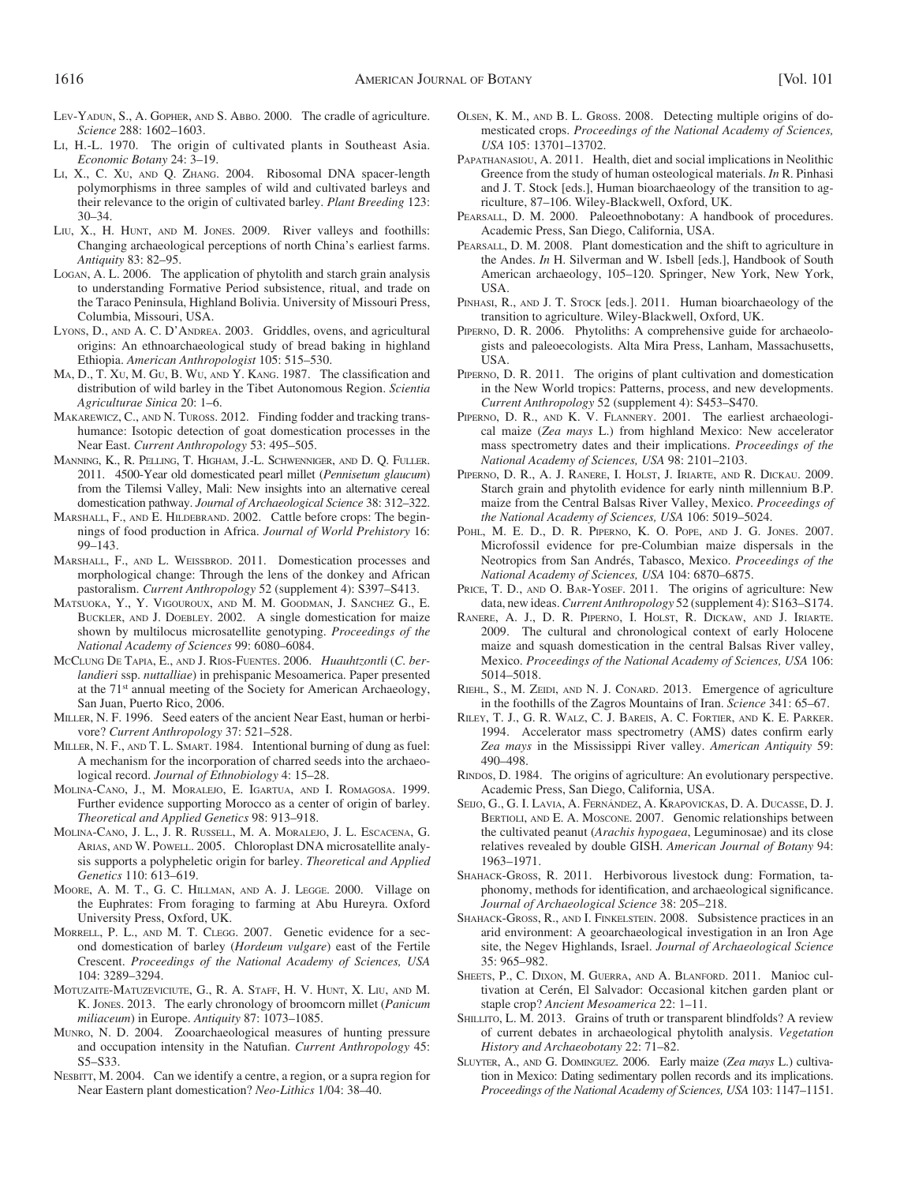Lev-Yadun, S., A. Gopher, and S. Abbo. 2000. The cradle of agriculture. *Science* 288: 1602–1603.

Li, H.-L. 1970. The origin of cultivated plants in Southeast Asia. *Economic Botany* 24: 3–19.

Li, X., C. Xu, and Q. Zhang. 2004. Ribosomal DNA spacer-length polymorphisms in three samples of wild and cultivated barleys and their relevance to the origin of cultivated barley. *Plant Breeding* 123: 30–34.

Liu, X., H. Hunt, and M. Jones. 2009. River valleys and foothills: Changing archaeological perceptions of north China's earliest farms. *Antiquity* 83: 82–95.

Logan, A. L. 2006. The application of phytolith and starch grain analysis to understanding Formative Period subsistence, ritual, and trade on the Taraco Peninsula, Highland Bolivia. University of Missouri Press, Columbia, Missouri, USA.

Lyons, D., and A. C. D'Andrea. 2003. Griddles, ovens, and agricultural origins: An ethnoarchaeological study of bread baking in highland Ethiopia. *American Anthropologist* 105: 515–530.

Ma, D., T. Xu, M. Gu, B. Wu, and Y. Kang. 1987. The classification and distribution of wild barley in the Tibet Autonomous Region. *Scientia Agriculturae Sinica* 20: 1–6.

Makarewicz, C., and N. Tuross. 2012. Finding fodder and tracking transhumance: Isotopic detection of goat domestication processes in the Near East. *Current Anthropology* 53: 495–505.

Manning, K., R. Pelling, T. Higham, J.-L. Schwenniger, and D. Q. Fuller. 2011. 4500-Year old domesticated pearl millet (*Pennisetum glaucum*) from the Tilemsi Valley, Mali: New insights into an alternative cereal domestication pathway. *Journal of Archaeological Science* 38: 312–322.

Marshall, F., and E. Hildebrand. 2002. Cattle before crops: The beginnings of food production in Africa. *Journal of World Prehistory* 16: 99–143.

Marshall, F., and L. Weissbrod. 2011. Domestication processes and morphological change: Through the lens of the donkey and African pastoralism. *Current Anthropology* 52 (supplement 4): S397–S413.

Matsuoka, Y., Y. Vigouroux, and M. M. Goodman, J. Sanchez G., E. Buckler, and J. Doebley. 2002. A single domestication for maize shown by multilocus microsatellite genotyping. *Proceedings of the National Academy of Sciences* 99: 6080–6084.

McClung De Tapia, E., and J. Rios-Fuentes. 2006. *Huauhtzontli* (*C. berlandieri* ssp. *nuttalliae*) in prehispanic Mesoamerica. Paper presented at the 71st annual meeting of the Society for American Archaeology, San Juan, Puerto Rico, 2006.

Miller, N. F. 1996. Seed eaters of the ancient Near East, human or herbivore? *Current Anthropology* 37: 521–528.

Miller, N. F., and T. L. Smart. 1984. Intentional burning of dung as fuel: A mechanism for the incorporation of charred seeds into the archaeological record. *Journal of Ethnobiology* 4: 15–28.

Molina-Cano, J., M. Moralejo, E. Igartua, and I. Romagosa. 1999. Further evidence supporting Morocco as a center of origin of barley. *Theoretical and Applied Genetics* 98: 913–918.

Molina-Cano, J. L., J. R. Russell, M. A. Moralejo, J. L. Escacena, G. Arias, and W. Powell. 2005. Chloroplast DNA microsatellite analysis supports a polypheletic origin for barley. *Theoretical and Applied Genetics* 110: 613–619.

Moore, A. M. T., G. C. Hillman, and A. J. Legge. 2000. Village on the Euphrates: From foraging to farming at Abu Hureyra. Oxford University Press, Oxford, UK.

Morrell, P. L., and M. T. Clegg. 2007. Genetic evidence for a second domestication of barley (*Hordeum vulgare*) east of the Fertile Crescent. *Proceedings of the National Academy of Sciences, USA* 104: 3289–3294.

Motuzaite-Matuzeviciute, G., R. A. Staff, H. V. Hunt, X. Liu, and M. K. Jones. 2013. The early chronology of broomcorn millet (*Panicum miliaceum*) in Europe. *Antiquity* 87: 1073–1085.

Munro, N. D. 2004. Zooarchaeological measures of hunting pressure and occupation intensity in the Natufian. *Current Anthropology* 45: S5–S33.

Nesbitt, M. 2004. Can we identify a centre, a region, or a supra region for Near Eastern plant domestication? *Neo-Lithics* 1/04: 38–40.

Olsen, K. M., and B. L. Gross. 2008. Detecting multiple origins of domesticated crops. *Proceedings of the National Academy of Sciences, USA* 105: 13701–13702.

Papathanasiou, A. 2011. Health, diet and social implications in Neolithic Greence from the study of human osteological materials. *In* R. Pinhasi and J. T. Stock [eds.], Human bioarchaeology of the transition to agriculture, 87–106. Wiley-Blackwell, Oxford, UK.

Pearsall, D. M. 2000. Paleoethnobotany: A handbook of procedures. Academic Press, San Diego, California, USA.

Pearsall, D. M. 2008. Plant domestication and the shift to agriculture in the Andes. *In* H. Silverman and W. Isbell [eds.], Handbook of South American archaeology, 105–120. Springer, New York, New York, USA.

Pinhasi, R., and J. T. Stock [eds.]. 2011. Human bioarchaeology of the transition to agriculture. Wiley-Blackwell, Oxford, UK.

Piperno, D. R. 2006. Phytoliths: A comprehensive guide for archaeologists and paleoecologists. Alta Mira Press, Lanham, Massachusetts, USA.

Piperno, D. R. 2011. The origins of plant cultivation and domestication in the New World tropics: Patterns, process, and new developments. *Current Anthropology* 52 (supplement 4): S453–S470.

Piperno, D. R., and K. V. Flannery. 2001. The earliest archaeological maize (*Zea mays* L.) from highland Mexico: New accelerator mass spectrometry dates and their implications. *Proceedings of the National Academy of Sciences, USA* 98: 2101–2103.

Piperno, D. R., A. J. Ranere, I. Holst, J. Iriarte, and R. Dickau. 2009. Starch grain and phytolith evidence for early ninth millennium B.P. maize from the Central Balsas River Valley, Mexico. *Proceedings of the National Academy of Sciences, USA* 106: 5019–5024.

Pohl, M. E. D., D. R. Piperno, K. O. Pope, and J. G. Jones. 2007. Microfossil evidence for pre-Columbian maize dispersals in the Neotropics from San Andrés, Tabasco, Mexico. *Proceedings of the National Academy of Sciences, USA* 104: 6870–6875.

Price, T. D., and O. Bar-Yosef. 2011. The origins of agriculture: New data, new ideas. *Current Anthropology* 52 (supplement 4): S163–S174.

Ranere, A. J., D. R. Piperno, I. Holst, R. Dickaw, and J. Iriarte. 2009. The cultural and chronological context of early Holocene maize and squash domestication in the central Balsas River valley, Mexico. *Proceedings of the National Academy of Sciences, USA* 106: 5014–5018.

Riehl, S., M. Zeidi, and N. J. Conard. 2013. Emergence of agriculture in the foothills of the Zagros Mountains of Iran. *Science* 341: 65–67.

Riley, T. J., G. R. Walz, C. J. Bareis, A. C. Fortier, and K. E. Parker. 1994. Accelerator mass spectrometry (AMS) dates confirm early *Zea mays* in the Mississippi River valley. *American Antiquity* 59: 490–498.

Rindos, D. 1984. The origins of agriculture: An evolutionary perspective. Academic Press, San Diego, California, USA.

Seijo, G., G. I. Lavia, A. Fernández, A. Krapovickas, D. A. Ducasse, D. J. Bertioli, and E. A. Moscone. 2007. Genomic relationships between the cultivated peanut (*Arachis hypogaea*, Leguminosae) and its close relatives revealed by double GISH. *American Journal of Botany* 94: 1963–1971.

Shahack-Gross, R. 2011. Herbivorous livestock dung: Formation, taphonomy, methods for identification, and archaeological significance. *Journal of Archaeological Science* 38: 205–218.

Shahack-Gross, R., and I. Finkelstein. 2008. Subsistence practices in an arid environment: A geoarchaeological investigation in an Iron Age site, the Negev Highlands, Israel. *Journal of Archaeological Science* 35: 965–982.

Sheets, P., C. Dixon, M. Guerra, and A. Blanford. 2011. Manioc cultivation at Cerén, El Salvador: Occasional kitchen garden plant or staple crop? *Ancient Mesoamerica* 22: 1–11.

Shillito, L. M. 2013. Grains of truth or transparent blindfolds? A review of current debates in archaeological phytolith analysis. *Vegetation History and Archaeobotany* 22: 71–82.

Sluyter, A., and G. Dominguez. 2006. Early maize (*Zea mays* L.) cultivation in Mexico: Dating sedimentary pollen records and its implications. *Proceedings of the National Academy of Sciences, USA* 103: 1147–1151.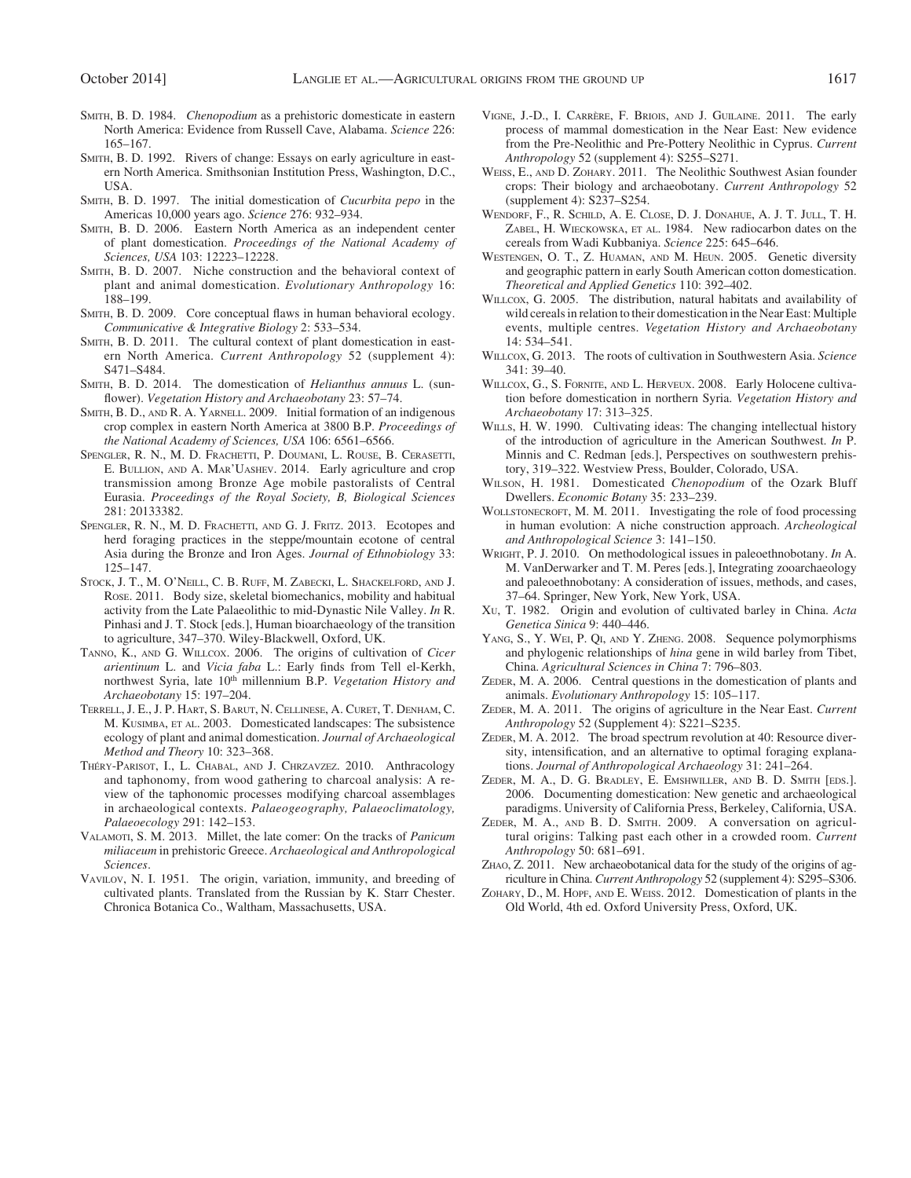Smith, B. D. 1984. *Chenopodium* as a prehistoric domesticate in eastern North America: Evidence from Russell Cave, Alabama. *Science* 226: 165–167.

Smith, B. D. 1992. Rivers of change: Essays on early agriculture in eastern North America. Smithsonian Institution Press, Washington, D.C., USA.

Smith, B. D. 1997. The initial domestication of *Cucurbita pepo* in the Americas 10,000 years ago. *Science* 276: 932–934.

Smith, B. D. 2006. Eastern North America as an independent center of plant domestication. *Proceedings of the National Academy of Sciences, USA* 103: 12223–12228.

Smith, B. D. 2007. Niche construction and the behavioral context of plant and animal domestication. *Evolutionary Anthropology* 16: 188–199.

Smith, B. D. 2009. Core conceptual flaws in human behavioral ecology. *Communicative & Integrative Biology* 2: 533–534.

Smith, B. D. 2011. The cultural context of plant domestication in eastern North America. *Current Anthropology* 52 (supplement 4): S471–S484.

Smith, B. D. 2014. The domestication of *Helianthus annuus* L. (sunflower). *Vegetation History and Archaeobotany* 23: 57–74.

Smith, B. D., and R. A. Yarnell. 2009. Initial formation of an indigenous crop complex in eastern North America at 3800 B.P. *Proceedings of the National Academy of Sciences, USA* 106: 6561–6566.

Spengler, R. N., M. D. Frachetti, P. Doumani, L. Rouse, B. Cerasetti, E. Bullion, and A. Mar'Uashev. 2014. Early agriculture and crop transmission among Bronze Age mobile pastoralists of Central Eurasia. *Proceedings of the Royal Society, B, Biological Sciences* 281: 20133382.

Spengler, R. N., M. D. Frachetti, and G. J. Fritz. 2013. Ecotopes and herd foraging practices in the steppe/mountain ecotone of central Asia during the Bronze and Iron Ages. *Journal of Ethnobiology* 33: 125–147.

Stock, J. T., M. O'Neill, C. B. Ruff, M. Zabecki, L. Shackelford, and J. Rose. 2011. Body size, skeletal biomechanics, mobility and habitual activity from the Late Palaeolithic to mid-Dynastic Nile Valley. *In* R. Pinhasi and J. T. Stock [eds.], Human bioarchaeology of the transition to agriculture, 347–370. Wiley-Blackwell, Oxford, UK.

Tanno, K., and G. Willcox. 2006. The origins of cultivation of *Cicer arientinum* L. and *Vicia faba* L.: Early finds from Tell el-Kerkh, northwest Syria, late 10th millennium B.P. *Vegetation History and Archaeobotany* 15: 197–204.

Terrell, J. E., J. P. Hart, S. Barut, N. Cellinese, A. Curet, T. Denham, C. M. Kusimba, et al. 2003. Domesticated landscapes: The subsistence ecology of plant and animal domestication. *Journal of Archaeological Method and Theory* 10: 323–368.

Théry-Parisot, I., L. Chabal, and J. Chrzavzez. 2010. Anthracology and taphonomy, from wood gathering to charcoal analysis: A review of the taphonomic processes modifying charcoal assemblages in archaeological contexts. *Palaeogeography, Palaeoclimatology, Palaeoecology* 291: 142–153.

Valamoti, S. M. 2013. Millet, the late comer: On the tracks of *Panicum miliaceum* in prehistoric Greece. *Archaeological and Anthropological Sciences*.

Vavilov, N. I. 1951. The origin, variation, immunity, and breeding of cultivated plants. Translated from the Russian by K. Starr Chester. Chronica Botanica Co., Waltham, Massachusetts, USA.

Vigne, J.-D., I. Carrère, F. Briois, and J. Guilaine. 2011. The early process of mammal domestication in the Near East: New evidence from the Pre-Neolithic and Pre-Pottery Neolithic in Cyprus. *Current Anthropology* 52 (supplement 4): S255–S271.

Weiss, E., and D. Zohary. 2011. The Neolithic Southwest Asian founder crops: Their biology and archaeobotany. *Current Anthropology* 52 (supplement 4): S237–S254.

Wendorf, F., R. Schild, A. E. Close, D. J. Donahue, A. J. T. Jull, T. H. Zabel, H. Wieckowska, et al. 1984. New radiocarbon dates on the cereals from Wadi Kubbaniya. *Science* 225: 645–646.

Westengen, O. T., Z. Huaman, and M. Heun. 2005. Genetic diversity and geographic pattern in early South American cotton domestication. *Theoretical and Applied Genetics* 110: 392–402.

Willcox, G. 2005. The distribution, natural habitats and availability of wild cereals in relation to their domestication in the Near East: Multiple events, multiple centres. *Vegetation History and Archaeobotany* 14: 534–541.

Willcox, G. 2013. The roots of cultivation in Southwestern Asia. *Science* 341: 39–40.

Willcox, G., S. Fornite, and L. Herveux. 2008. Early Holocene cultivation before domestication in northern Syria. *Vegetation History and Archaeobotany* 17: 313–325.

Wills, H. W. 1990. Cultivating ideas: The changing intellectual history of the introduction of agriculture in the American Southwest. *In* P. Minnis and C. Redman [eds.], Perspectives on southwestern prehistory, 319–322. Westview Press, Boulder, Colorado, USA.

Wilson, H. 1981. Domesticated *Chenopodium* of the Ozark Bluff Dwellers. *Economic Botany* 35: 233–239.

Wollstonecroft, M. M. 2011. Investigating the role of food processing in human evolution: A niche construction approach. *Archeological and Anthropological Science* 3: 141–150.

Wright, P. J. 2010. On methodological issues in paleoethnobotany. *In* A. M. VanDerwarker and T. M. Peres [eds.], Integrating zooarchaeology and paleoethnobotany: A consideration of issues, methods, and cases, 37–64. Springer, New York, New York, USA.

Xu, T. 1982. Origin and evolution of cultivated barley in China. *Acta Genetica Sinica* 9: 440–446.

Yang, S., Y. Wei, P. Qi, and Y. Zheng. 2008. Sequence polymorphisms and phylogenic relationships of *hina* gene in wild barley from Tibet, China. *Agricultural Sciences in China* 7: 796–803.

Zeder, M. A. 2006. Central questions in the domestication of plants and animals. *Evolutionary Anthropology* 15: 105–117.

Zeder, M. A. 2011. The origins of agriculture in the Near East. *Current Anthropology* 52 (Supplement 4): S221–S235.

Zeder, M. A. 2012. The broad spectrum revolution at 40: Resource diversity, intensification, and an alternative to optimal foraging explanations. *Journal of Anthropological Archaeology* 31: 241–264.

Zeder, M. A., D. G. Bradley, E. Emshwiller, and B. D. Smith [eds.]. 2006. Documenting domestication: New genetic and archaeological paradigms. University of California Press, Berkeley, California, USA.

Zeder, M. A., and B. D. Smith. 2009. A conversation on agricultural origins: Talking past each other in a crowded room. *Current Anthropology* 50: 681–691.

Zhao, Z. 2011. New archaeobotanical data for the study of the origins of agriculture in China. *Current Anthropology* 52 (supplement 4): S295–S306.

Zohary, D., M. Hopf, and E. Weiss. 2012. Domestication of plants in the Old World, 4th ed. Oxford University Press, Oxford, UK.